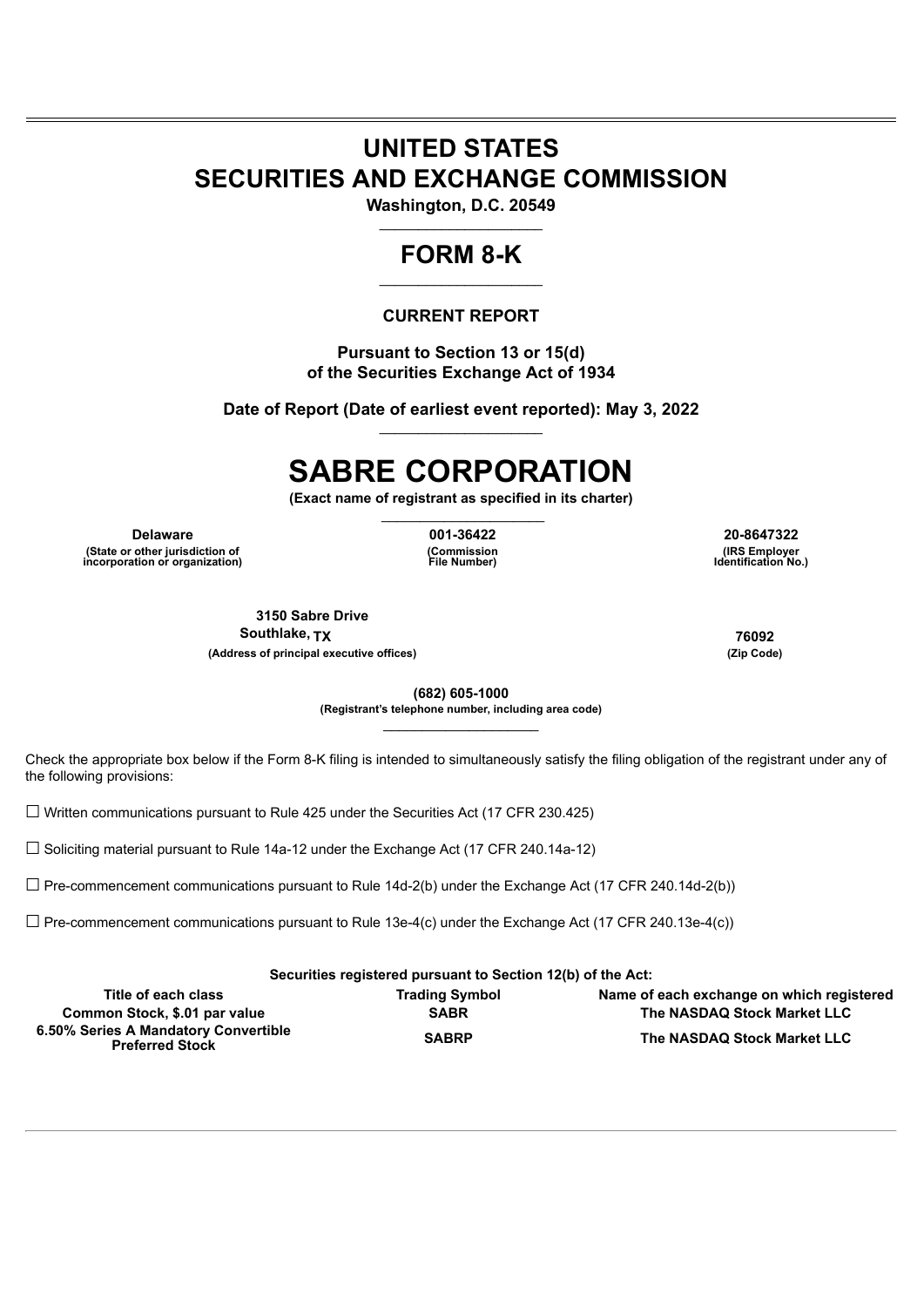# UNITED STATES
# SECURITIES AND EXCHANGE COMMISSION

**Washington, D.C. 20549**

## FORM 8-K

**CURRENT REPORT**

**Pursuant to Section 13 or 15(d)**
**of the Securities Exchange Act of 1934**

**Date of Report (Date of earliest event reported): May 3, 2022**

# SABRE CORPORATION

**(Exact name of registrant as specified in its charter)**

| Delaware | 001-36422 | 20-8647322 |
|---|---|---|
| (State or other jurisdiction of incorporation or organization) | (Commission File Number) | (IRS Employer Identification No.) |

| 3150 Sabre Drive Southlake, TX | 76092 |
|---|---|
| (Address of principal executive offices) | (Zip Code) |

**(682) 605-1000**
**(Registrant's telephone number, including area code)**

Check the appropriate box below if the Form 8-K filing is intended to simultaneously satisfy the filing obligation of the registrant under any of the following provisions:

☐ Written communications pursuant to Rule 425 under the Securities Act (17 CFR 230.425)

☐ Soliciting material pursuant to Rule 14a-12 under the Exchange Act (17 CFR 240.14a-12)

☐ Pre-commencement communications pursuant to Rule 14d-2(b) under the Exchange Act (17 CFR 240.14d-2(b))

☐ Pre-commencement communications pursuant to Rule 13e-4(c) under the Exchange Act (17 CFR 240.13e-4(c))

**Securities registered pursuant to Section 12(b) of the Act:**

| Title of each class | Trading Symbol | Name of each exchange on which registered |
|---|---|---|
| Common Stock, $.01 par value | SABR | The NASDAQ Stock Market LLC |
| 6.50% Series A Mandatory Convertible Preferred Stock | SABRP | The NASDAQ Stock Market LLC |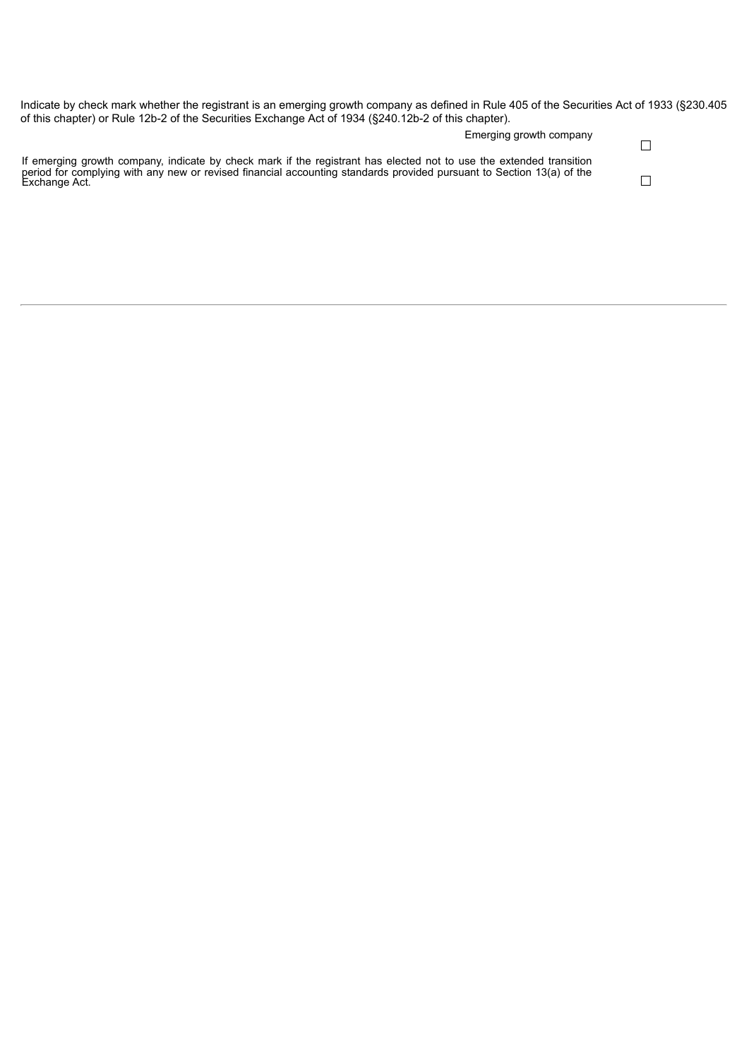Indicate by check mark whether the registrant is an emerging growth company as defined in Rule 405 of the Securities Act of 1933 (§230.405 of this chapter) or Rule 12b-2 of the Securities Exchange Act of 1934 (§240.12b-2 of this chapter).

| | |
|---|---|
| Emerging growth company | ☐ |
| If emerging growth company, indicate by check mark if the registrant has elected not to use the extended transition period for complying with any new or revised financial accounting standards provided pursuant to Section 13(a) of the Exchange Act. | ☐ |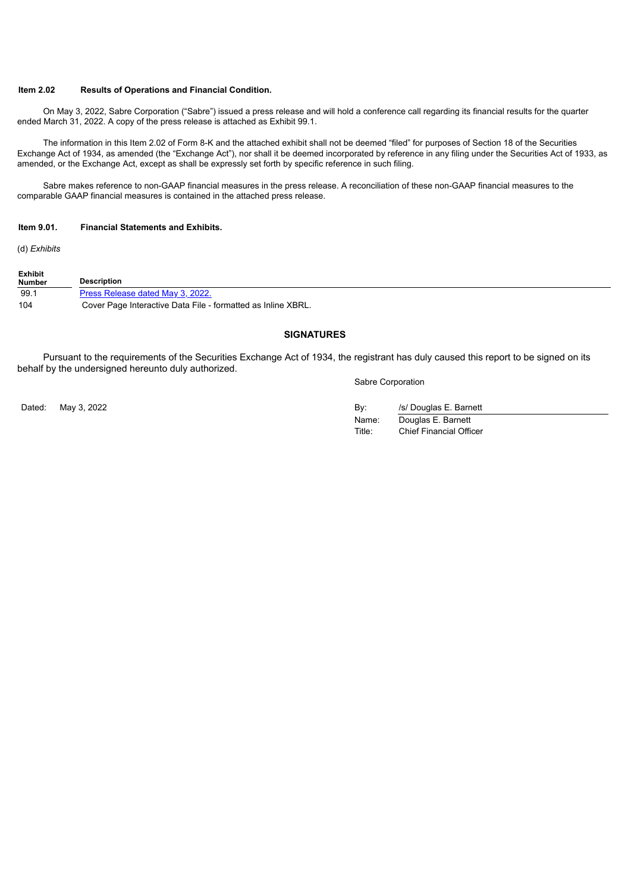**Item 2.02 Results of Operations and Financial Condition.**

On May 3, 2022, Sabre Corporation ("Sabre") issued a press release and will hold a conference call regarding its financial results for the quarter ended March 31, 2022. A copy of the press release is attached as Exhibit 99.1.

The information in this Item 2.02 of Form 8-K and the attached exhibit shall not be deemed "filed" for purposes of Section 18 of the Securities Exchange Act of 1934, as amended (the "Exchange Act"), nor shall it be deemed incorporated by reference in any filing under the Securities Act of 1933, as amended, or the Exchange Act, except as shall be expressly set forth by specific reference in such filing.

Sabre makes reference to non-GAAP financial measures in the press release. A reconciliation of these non-GAAP financial measures to the comparable GAAP financial measures is contained in the attached press release.

**Item 9.01. Financial Statements and Exhibits.**

(d) *Exhibits*

| Exhibit Number | Description |
|---|---|
| 99.1 | Press Release dated May 3, 2022. |
| 104 | Cover Page Interactive Data File - formatted as Inline XBRL. |

## SIGNATURES

Pursuant to the requirements of the Securities Exchange Act of 1934, the registrant has duly caused this report to be signed on its behalf by the undersigned hereunto duly authorized.

Sabre Corporation

Dated: May 3, 2022

By: /s/ Douglas E. Barnett
Name: Douglas E. Barnett
Title: Chief Financial Officer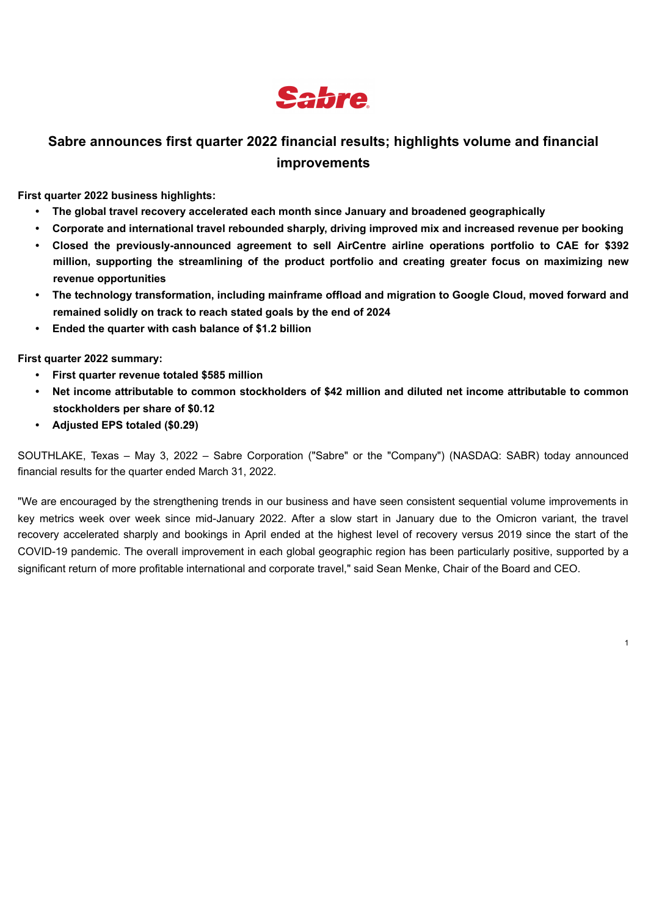# Sabre announces first quarter 2022 financial results; highlights volume and financial improvements

**First quarter 2022 business highlights:**

- **The global travel recovery accelerated each month since January and broadened geographically**
- **Corporate and international travel rebounded sharply, driving improved mix and increased revenue per booking**
- **Closed the previously-announced agreement to sell AirCentre airline operations portfolio to CAE for $392 million, supporting the streamlining of the product portfolio and creating greater focus on maximizing new revenue opportunities**
- **The technology transformation, including mainframe offload and migration to Google Cloud, moved forward and remained solidly on track to reach stated goals by the end of 2024**
- **Ended the quarter with cash balance of $1.2 billion**

**First quarter 2022 summary:**

- **First quarter revenue totaled $585 million**
- **Net income attributable to common stockholders of $42 million and diluted net income attributable to common stockholders per share of $0.12**
- **Adjusted EPS totaled ($0.29)**

SOUTHLAKE, Texas – May 3, 2022 – Sabre Corporation ("Sabre" or the "Company") (NASDAQ: SABR) today announced financial results for the quarter ended March 31, 2022.

"We are encouraged by the strengthening trends in our business and have seen consistent sequential volume improvements in key metrics week over week since mid-January 2022. After a slow start in January due to the Omicron variant, the travel recovery accelerated sharply and bookings in April ended at the highest level of recovery versus 2019 since the start of the COVID-19 pandemic. The overall improvement in each global geographic region has been particularly positive, supported by a significant return of more profitable international and corporate travel," said Sean Menke, Chair of the Board and CEO.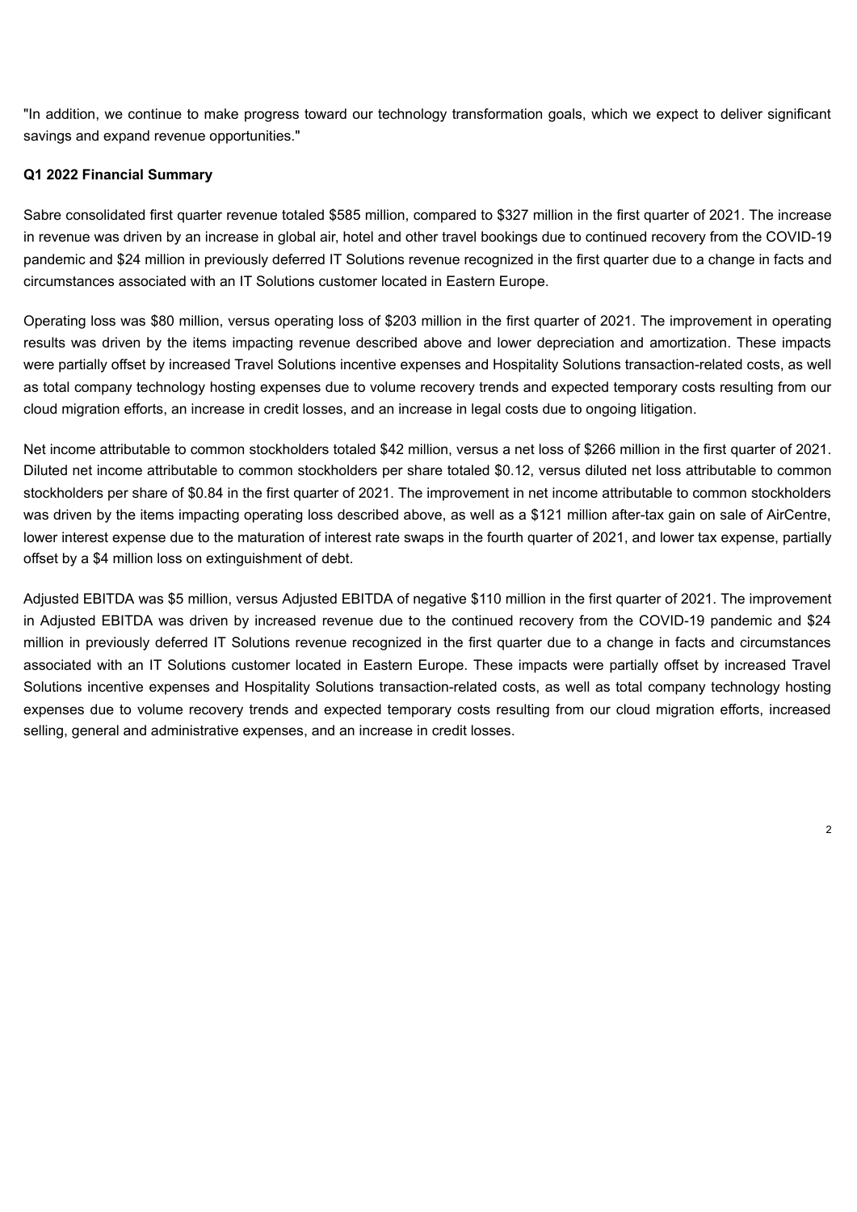"In addition, we continue to make progress toward our technology transformation goals, which we expect to deliver significant savings and expand revenue opportunities."

**Q1 2022 Financial Summary**

Sabre consolidated first quarter revenue totaled $585 million, compared to $327 million in the first quarter of 2021. The increase in revenue was driven by an increase in global air, hotel and other travel bookings due to continued recovery from the COVID-19 pandemic and $24 million in previously deferred IT Solutions revenue recognized in the first quarter due to a change in facts and circumstances associated with an IT Solutions customer located in Eastern Europe.

Operating loss was $80 million, versus operating loss of $203 million in the first quarter of 2021. The improvement in operating results was driven by the items impacting revenue described above and lower depreciation and amortization. These impacts were partially offset by increased Travel Solutions incentive expenses and Hospitality Solutions transaction-related costs, as well as total company technology hosting expenses due to volume recovery trends and expected temporary costs resulting from our cloud migration efforts, an increase in credit losses, and an increase in legal costs due to ongoing litigation.

Net income attributable to common stockholders totaled $42 million, versus a net loss of $266 million in the first quarter of 2021. Diluted net income attributable to common stockholders per share totaled $0.12, versus diluted net loss attributable to common stockholders per share of $0.84 in the first quarter of 2021. The improvement in net income attributable to common stockholders was driven by the items impacting operating loss described above, as well as a $121 million after-tax gain on sale of AirCentre, lower interest expense due to the maturation of interest rate swaps in the fourth quarter of 2021, and lower tax expense, partially offset by a $4 million loss on extinguishment of debt.

Adjusted EBITDA was $5 million, versus Adjusted EBITDA of negative $110 million in the first quarter of 2021. The improvement in Adjusted EBITDA was driven by increased revenue due to the continued recovery from the COVID-19 pandemic and $24 million in previously deferred IT Solutions revenue recognized in the first quarter due to a change in facts and circumstances associated with an IT Solutions customer located in Eastern Europe. These impacts were partially offset by increased Travel Solutions incentive expenses and Hospitality Solutions transaction-related costs, as well as total company technology hosting expenses due to volume recovery trends and expected temporary costs resulting from our cloud migration efforts, increased selling, general and administrative expenses, and an increase in credit losses.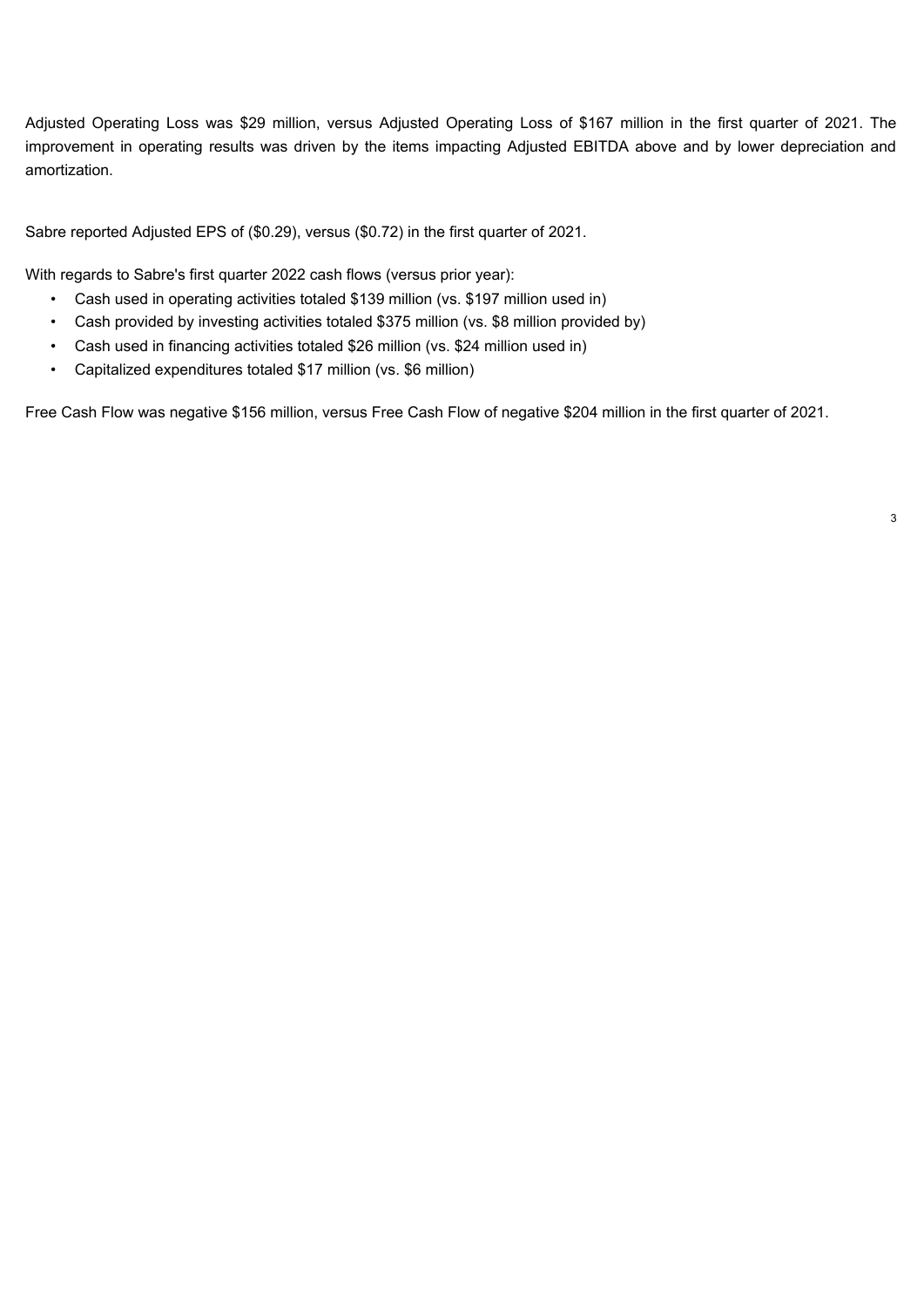Adjusted Operating Loss was $29 million, versus Adjusted Operating Loss of $167 million in the first quarter of 2021. The improvement in operating results was driven by the items impacting Adjusted EBITDA above and by lower depreciation and amortization.

Sabre reported Adjusted EPS of ($0.29), versus ($0.72) in the first quarter of 2021.

With regards to Sabre's first quarter 2022 cash flows (versus prior year):

- Cash used in operating activities totaled $139 million (vs. $197 million used in)
- Cash provided by investing activities totaled $375 million (vs. $8 million provided by)
- Cash used in financing activities totaled $26 million (vs. $24 million used in)
- Capitalized expenditures totaled $17 million (vs. $6 million)

Free Cash Flow was negative $156 million, versus Free Cash Flow of negative $204 million in the first quarter of 2021.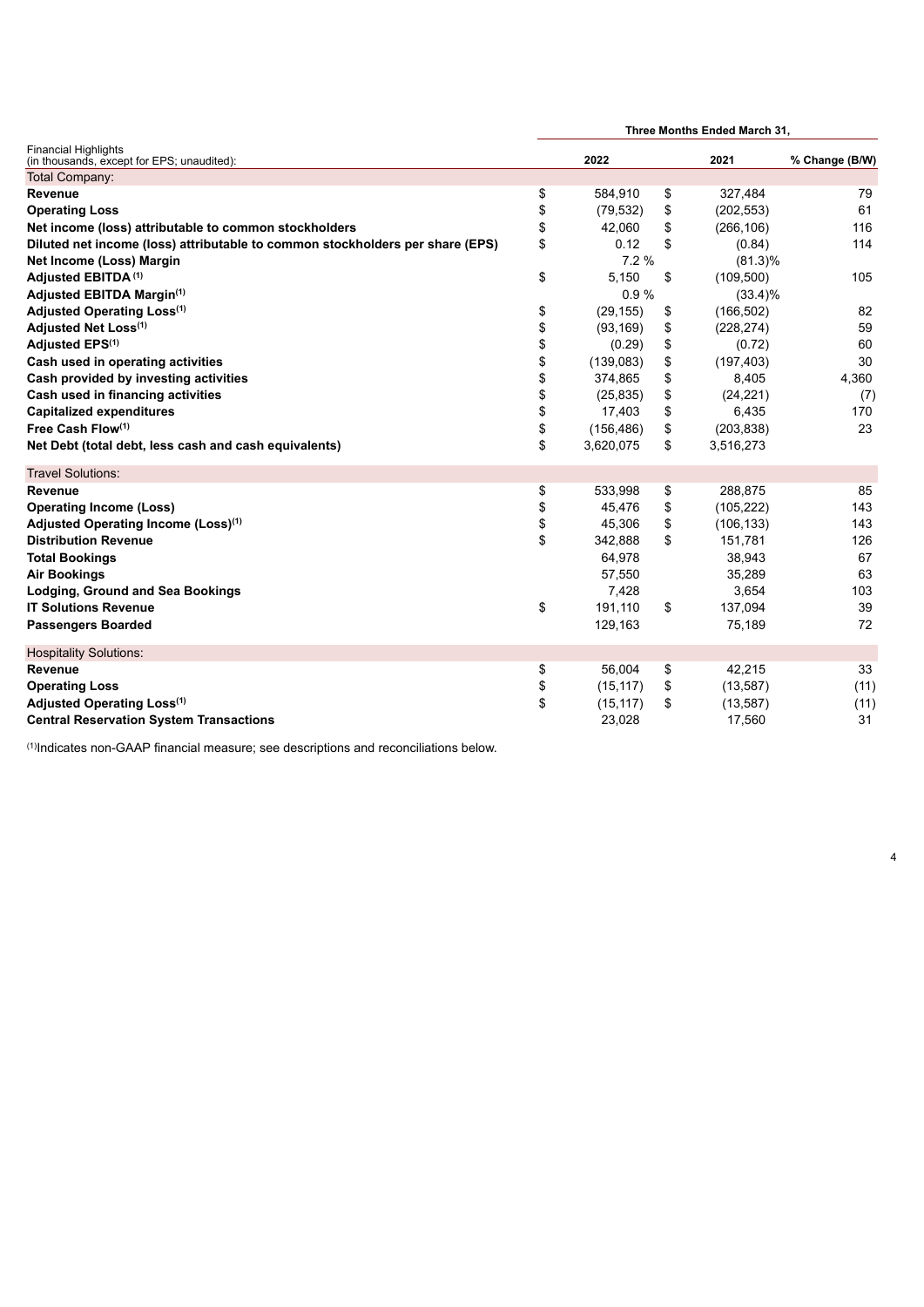| Financial Highlights (in thousands, except for EPS; unaudited): | Three Months Ended March 31, 2022 | 2021 | % Change (B/W) |
|---|---|---|---|
| Total Company: | | | |
| **Revenue** | $ 584,910 | $ 327,484 | 79 |
| **Operating Loss** | $ (79,532) | $ (202,553) | 61 |
| **Net income (loss) attributable to common stockholders** | $ 42,060 | $ (266,106) | 116 |
| **Diluted net income (loss) attributable to common stockholders per share (EPS)** | $ 0.12 | $ (0.84) | 114 |
| **Net Income (Loss) Margin** | 7.2 % | (81.3)% | |
| **Adjusted EBITDA (1)** | $ 5,150 | $ (109,500) | 105 |
| **Adjusted EBITDA Margin(1)** | 0.9 % | (33.4)% | |
| **Adjusted Operating Loss(1)** | $ (29,155) | $ (166,502) | 82 |
| **Adjusted Net Loss(1)** | $ (93,169) | $ (228,274) | 59 |
| **Adjusted EPS(1)** | $ (0.29) | $ (0.72) | 60 |
| **Cash used in operating activities** | $ (139,083) | $ (197,403) | 30 |
| **Cash provided by investing activities** | $ 374,865 | $ 8,405 | 4,360 |
| **Cash used in financing activities** | $ (25,835) | $ (24,221) | (7) |
| **Capitalized expenditures** | $ 17,403 | $ 6,435 | 170 |
| **Free Cash Flow(1)** | $ (156,486) | $ (203,838) | 23 |
| **Net Debt (total debt, less cash and cash equivalents)** | $ 3,620,075 | $ 3,516,273 | |
| Travel Solutions: | | | |
| **Revenue** | $ 533,998 | $ 288,875 | 85 |
| **Operating Income (Loss)** | $ 45,476 | $ (105,222) | 143 |
| **Adjusted Operating Income (Loss)(1)** | $ 45,306 | $ (106,133) | 143 |
| **Distribution Revenue** | $ 342,888 | $ 151,781 | 126 |
| **Total Bookings** | 64,978 | 38,943 | 67 |
| **Air Bookings** | 57,550 | 35,289 | 63 |
| **Lodging, Ground and Sea Bookings** | 7,428 | 3,654 | 103 |
| **IT Solutions Revenue** | $ 191,110 | $ 137,094 | 39 |
| **Passengers Boarded** | 129,163 | 75,189 | 72 |
| Hospitality Solutions: | | | |
| **Revenue** | $ 56,004 | $ 42,215 | 33 |
| **Operating Loss** | $ (15,117) | $ (13,587) | (11) |
| **Adjusted Operating Loss(1)** | $ (15,117) | $ (13,587) | (11) |
| **Central Reservation System Transactions** | 23,028 | 17,560 | 31 |

(1)Indicates non-GAAP financial measure; see descriptions and reconciliations below.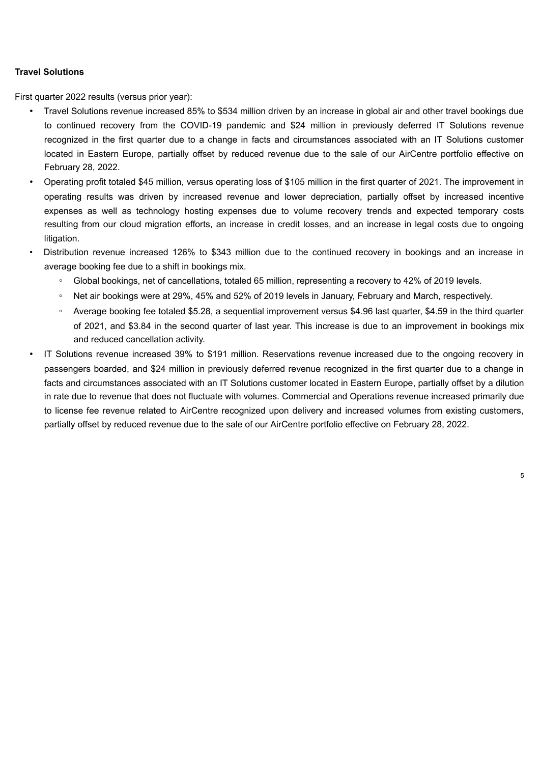**Travel Solutions**

First quarter 2022 results (versus prior year):

- Travel Solutions revenue increased 85% to $534 million driven by an increase in global air and other travel bookings due to continued recovery from the COVID-19 pandemic and $24 million in previously deferred IT Solutions revenue recognized in the first quarter due to a change in facts and circumstances associated with an IT Solutions customer located in Eastern Europe, partially offset by reduced revenue due to the sale of our AirCentre portfolio effective on February 28, 2022.
- Operating profit totaled $45 million, versus operating loss of $105 million in the first quarter of 2021. The improvement in operating results was driven by increased revenue and lower depreciation, partially offset by increased incentive expenses as well as technology hosting expenses due to volume recovery trends and expected temporary costs resulting from our cloud migration efforts, an increase in credit losses, and an increase in legal costs due to ongoing litigation.
- Distribution revenue increased 126% to $343 million due to the continued recovery in bookings and an increase in average booking fee due to a shift in bookings mix.
    - Global bookings, net of cancellations, totaled 65 million, representing a recovery to 42% of 2019 levels.
    - Net air bookings were at 29%, 45% and 52% of 2019 levels in January, February and March, respectively.
    - Average booking fee totaled $5.28, a sequential improvement versus $4.96 last quarter, $4.59 in the third quarter of 2021, and $3.84 in the second quarter of last year. This increase is due to an improvement in bookings mix and reduced cancellation activity.
- IT Solutions revenue increased 39% to $191 million. Reservations revenue increased due to the ongoing recovery in passengers boarded, and $24 million in previously deferred revenue recognized in the first quarter due to a change in facts and circumstances associated with an IT Solutions customer located in Eastern Europe, partially offset by a dilution in rate due to revenue that does not fluctuate with volumes. Commercial and Operations revenue increased primarily due to license fee revenue related to AirCentre recognized upon delivery and increased volumes from existing customers, partially offset by reduced revenue due to the sale of our AirCentre portfolio effective on February 28, 2022.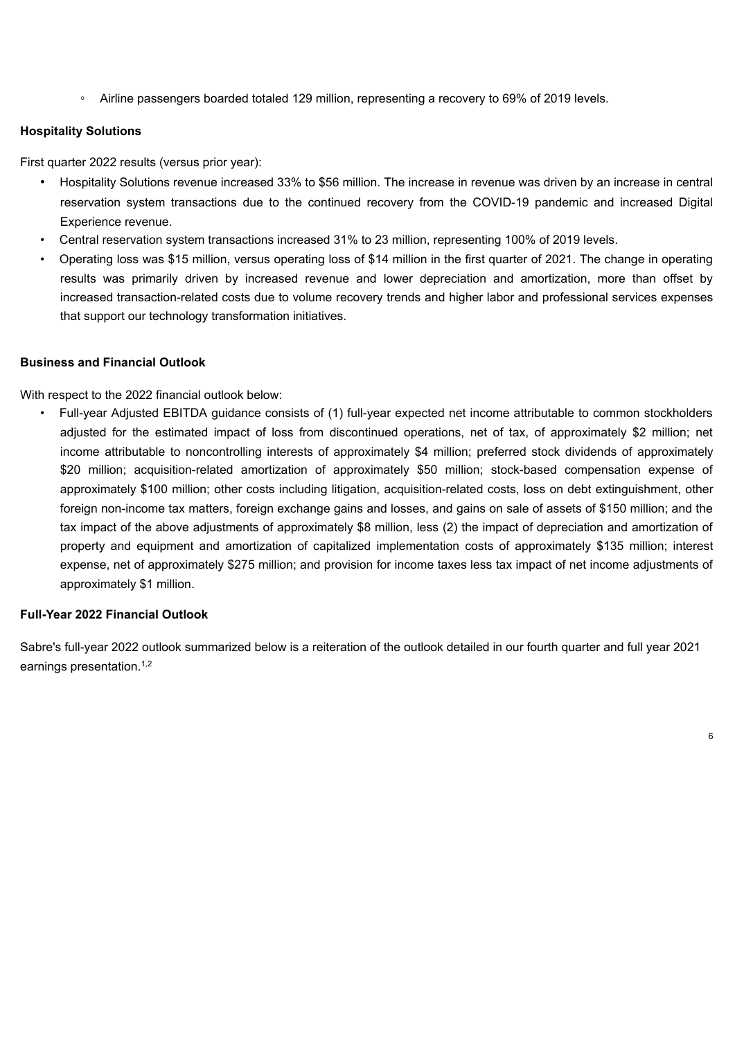- Airline passengers boarded totaled 129 million, representing a recovery to 69% of 2019 levels.

**Hospitality Solutions**

First quarter 2022 results (versus prior year):

- Hospitality Solutions revenue increased 33% to $56 million. The increase in revenue was driven by an increase in central reservation system transactions due to the continued recovery from the COVID-19 pandemic and increased Digital Experience revenue.
- Central reservation system transactions increased 31% to 23 million, representing 100% of 2019 levels.
- Operating loss was $15 million, versus operating loss of $14 million in the first quarter of 2021. The change in operating results was primarily driven by increased revenue and lower depreciation and amortization, more than offset by increased transaction-related costs due to volume recovery trends and higher labor and professional services expenses that support our technology transformation initiatives.

**Business and Financial Outlook**

With respect to the 2022 financial outlook below:

- Full-year Adjusted EBITDA guidance consists of (1) full-year expected net income attributable to common stockholders adjusted for the estimated impact of loss from discontinued operations, net of tax, of approximately $2 million; net income attributable to noncontrolling interests of approximately $4 million; preferred stock dividends of approximately $20 million; acquisition-related amortization of approximately $50 million; stock-based compensation expense of approximately $100 million; other costs including litigation, acquisition-related costs, loss on debt extinguishment, other foreign non-income tax matters, foreign exchange gains and losses, and gains on sale of assets of $150 million; and the tax impact of the above adjustments of approximately $8 million, less (2) the impact of depreciation and amortization of property and equipment and amortization of capitalized implementation costs of approximately $135 million; interest expense, net of approximately $275 million; and provision for income taxes less tax impact of net income adjustments of approximately $1 million.

**Full-Year 2022 Financial Outlook**

Sabre's full-year 2022 outlook summarized below is a reiteration of the outlook detailed in our fourth quarter and full year 2021 earnings presentation.[1,2]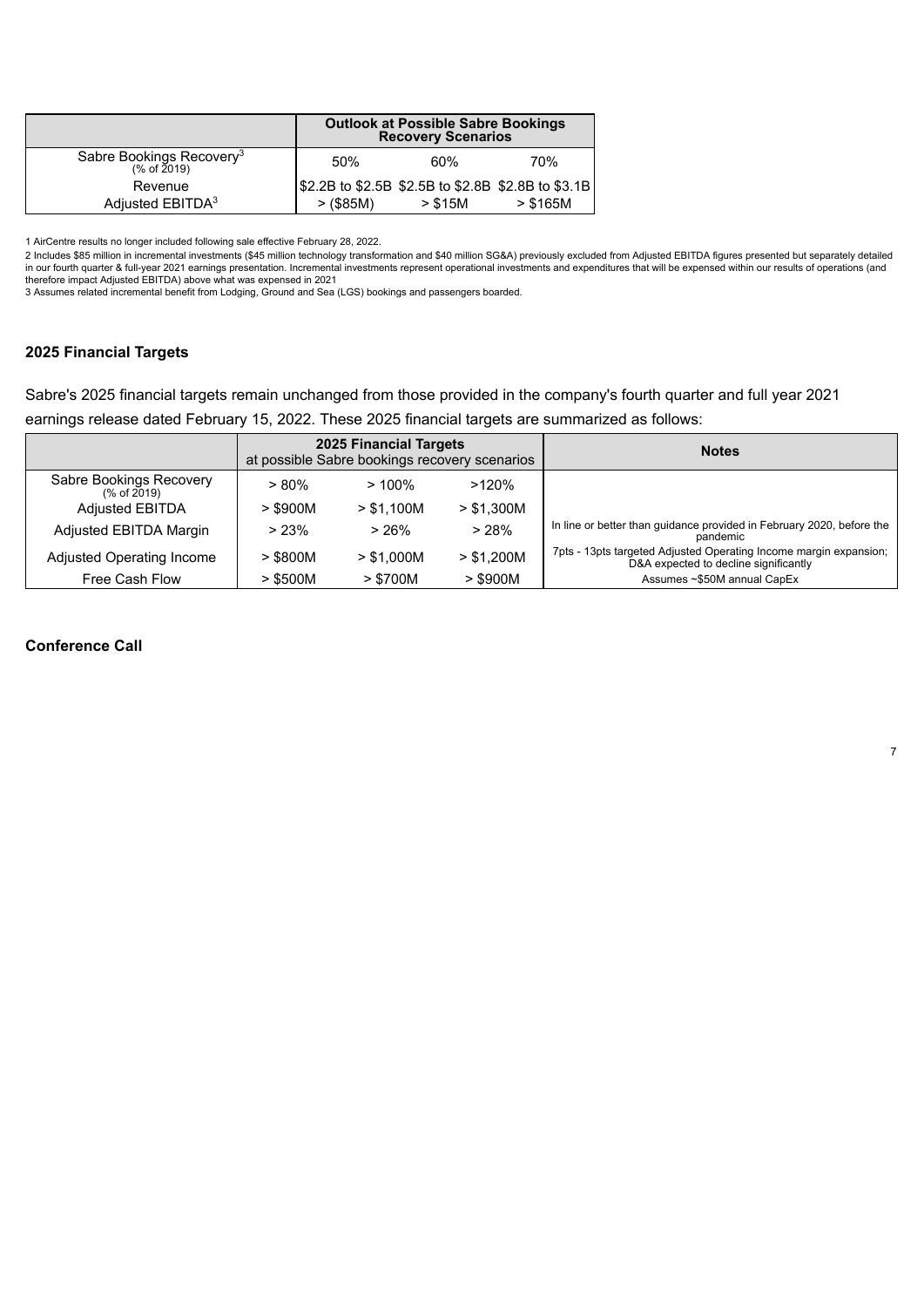| | Outlook at Possible Sabre Bookings Recovery Scenarios | | |
|---|---|---|---|
| Sabre Bookings Recovery[3] (% of 2019) | 50% | 60% | 70% |
| Revenue | \$2.2B to \$2.5B | \$2.5B to \$2.8B | \$2.8B to \$3.1B |
| Adjusted EBITDA[3] | > (\$85M) | > \$15M | > \$165M |

1 AirCentre results no longer included following sale effective February 28, 2022.

2 Includes \$85 million in incremental investments (\$45 million technology transformation and \$40 million SG&A) previously excluded from Adjusted EBITDA figures presented but separately detailed in our fourth quarter & full-year 2021 earnings presentation. Incremental investments represent operational investments and expenditures that will be expensed within our results of operations (and therefore impact Adjusted EBITDA) above what was expensed in 2021

3 Assumes related incremental benefit from Lodging, Ground and Sea (LGS) bookings and passengers boarded.

## 2025 Financial Targets

Sabre's 2025 financial targets remain unchanged from those provided in the company's fourth quarter and full year 2021 earnings release dated February 15, 2022. These 2025 financial targets are summarized as follows:

| | 2025 Financial Targets at possible Sabre bookings recovery scenarios | | | Notes |
|---|---|---|---|---|
| Sabre Bookings Recovery (% of 2019) | > 80% | > 100% | >120% | |
| Adjusted EBITDA | > \$900M | > \$1,100M | > \$1,300M | |
| Adjusted EBITDA Margin | > 23% | > 26% | > 28% | In line or better than guidance provided in February 2020, before the pandemic |
| Adjusted Operating Income | > \$800M | > \$1,000M | > \$1,200M | 7pts - 13pts targeted Adjusted Operating Income margin expansion; D&A expected to decline significantly |
| Free Cash Flow | > \$500M | > \$700M | > \$900M | Assumes ~\$50M annual CapEx |

## Conference Call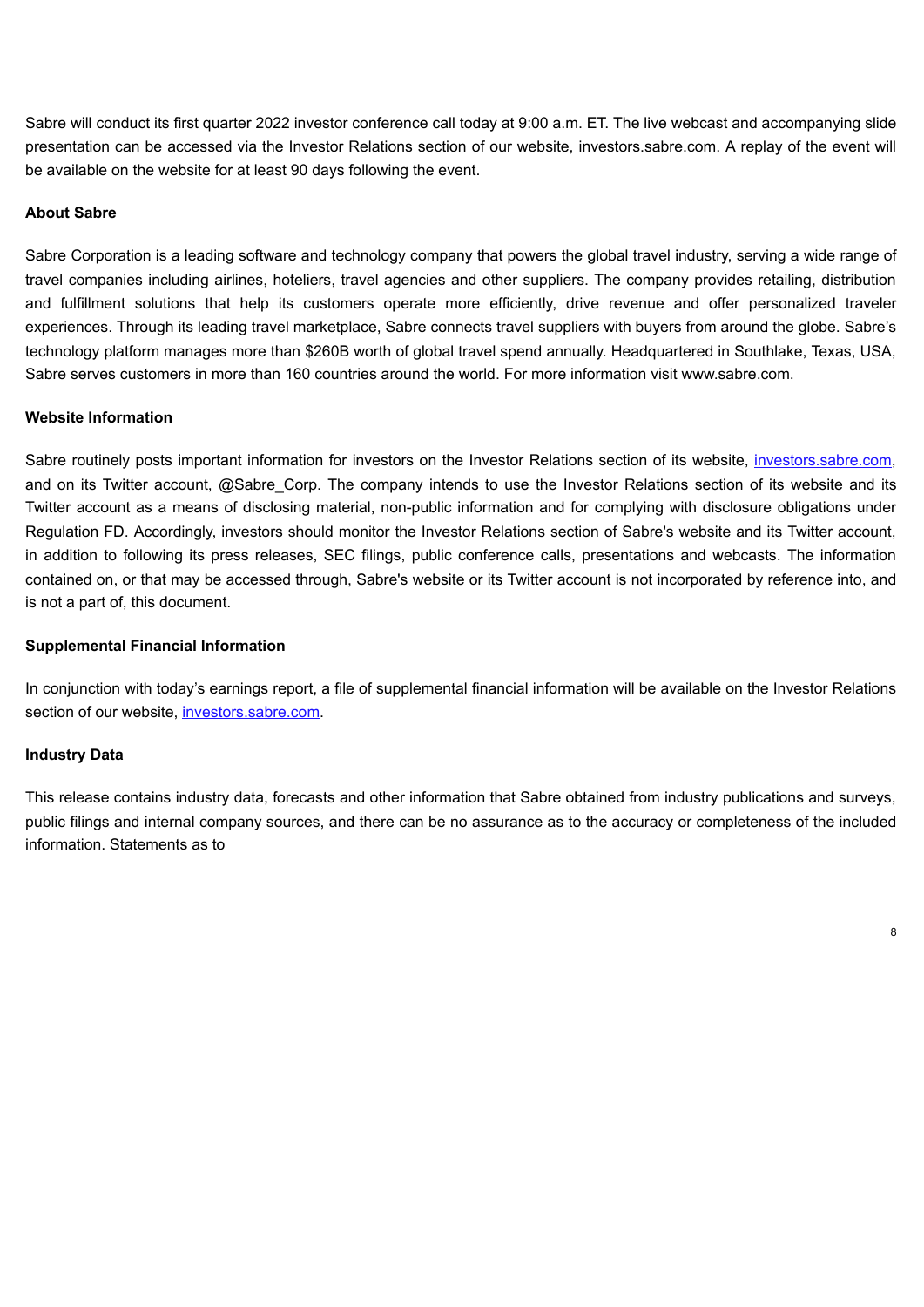Sabre will conduct its first quarter 2022 investor conference call today at 9:00 a.m. ET. The live webcast and accompanying slide presentation can be accessed via the Investor Relations section of our website, investors.sabre.com. A replay of the event will be available on the website for at least 90 days following the event.

**About Sabre**

Sabre Corporation is a leading software and technology company that powers the global travel industry, serving a wide range of travel companies including airlines, hoteliers, travel agencies and other suppliers. The company provides retailing, distribution and fulfillment solutions that help its customers operate more efficiently, drive revenue and offer personalized traveler experiences. Through its leading travel marketplace, Sabre connects travel suppliers with buyers from around the globe. Sabre's technology platform manages more than $260B worth of global travel spend annually. Headquartered in Southlake, Texas, USA, Sabre serves customers in more than 160 countries around the world. For more information visit www.sabre.com.

**Website Information**

Sabre routinely posts important information for investors on the Investor Relations section of its website, investors.sabre.com, and on its Twitter account, @Sabre_Corp. The company intends to use the Investor Relations section of its website and its Twitter account as a means of disclosing material, non-public information and for complying with disclosure obligations under Regulation FD. Accordingly, investors should monitor the Investor Relations section of Sabre's website and its Twitter account, in addition to following its press releases, SEC filings, public conference calls, presentations and webcasts. The information contained on, or that may be accessed through, Sabre's website or its Twitter account is not incorporated by reference into, and is not a part of, this document.

**Supplemental Financial Information**

In conjunction with today's earnings report, a file of supplemental financial information will be available on the Investor Relations section of our website, investors.sabre.com.

**Industry Data**

This release contains industry data, forecasts and other information that Sabre obtained from industry publications and surveys, public filings and internal company sources, and there can be no assurance as to the accuracy or completeness of the included information. Statements as to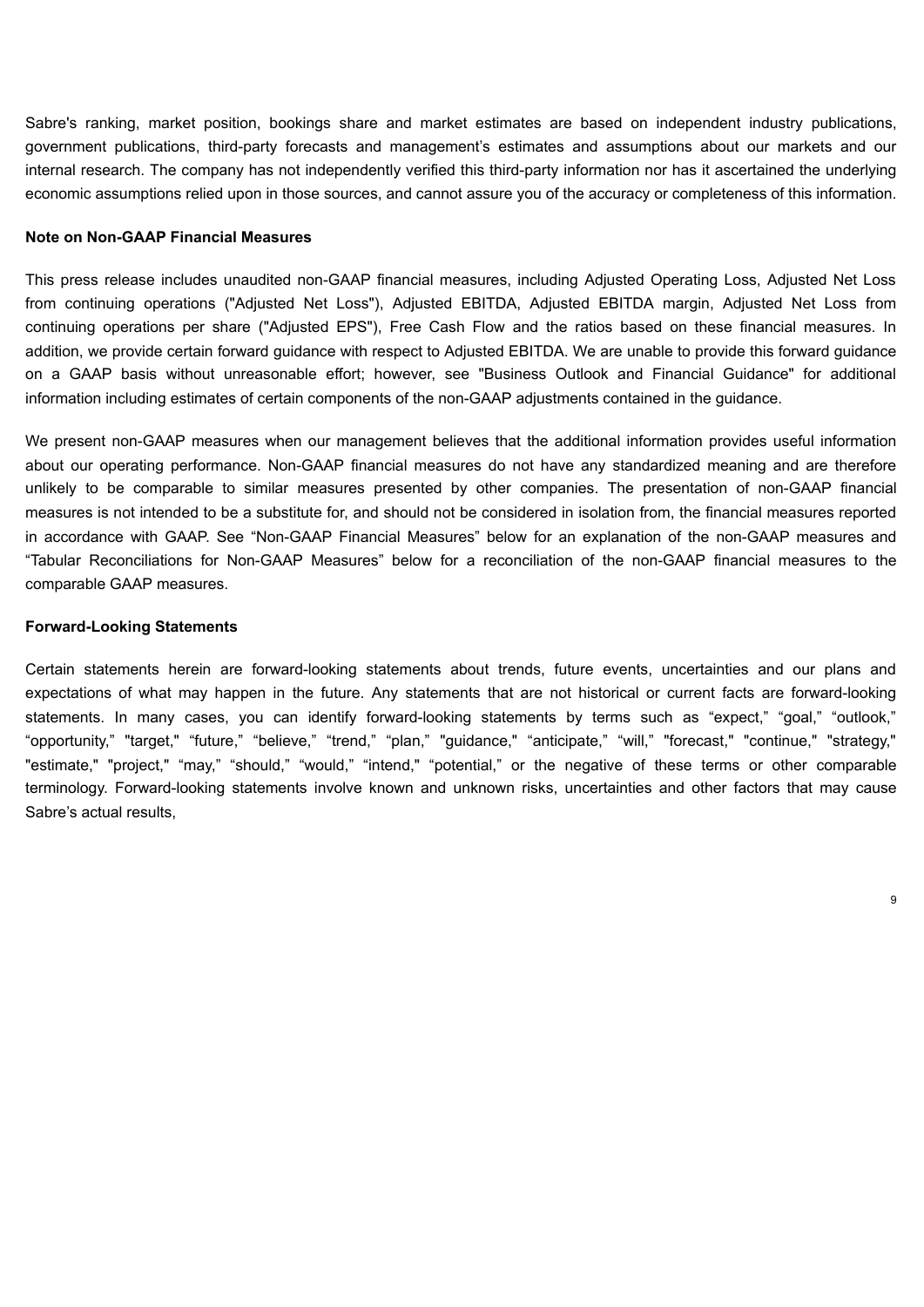Sabre's ranking, market position, bookings share and market estimates are based on independent industry publications, government publications, third-party forecasts and management's estimates and assumptions about our markets and our internal research. The company has not independently verified this third-party information nor has it ascertained the underlying economic assumptions relied upon in those sources, and cannot assure you of the accuracy or completeness of this information.

**Note on Non-GAAP Financial Measures**

This press release includes unaudited non-GAAP financial measures, including Adjusted Operating Loss, Adjusted Net Loss from continuing operations ("Adjusted Net Loss"), Adjusted EBITDA, Adjusted EBITDA margin, Adjusted Net Loss from continuing operations per share ("Adjusted EPS"), Free Cash Flow and the ratios based on these financial measures. In addition, we provide certain forward guidance with respect to Adjusted EBITDA. We are unable to provide this forward guidance on a GAAP basis without unreasonable effort; however, see "Business Outlook and Financial Guidance" for additional information including estimates of certain components of the non-GAAP adjustments contained in the guidance.

We present non-GAAP measures when our management believes that the additional information provides useful information about our operating performance. Non-GAAP financial measures do not have any standardized meaning and are therefore unlikely to be comparable to similar measures presented by other companies. The presentation of non-GAAP financial measures is not intended to be a substitute for, and should not be considered in isolation from, the financial measures reported in accordance with GAAP. See "Non-GAAP Financial Measures" below for an explanation of the non-GAAP measures and "Tabular Reconciliations for Non-GAAP Measures" below for a reconciliation of the non-GAAP financial measures to the comparable GAAP measures.

**Forward-Looking Statements**

Certain statements herein are forward-looking statements about trends, future events, uncertainties and our plans and expectations of what may happen in the future. Any statements that are not historical or current facts are forward-looking statements. In many cases, you can identify forward-looking statements by terms such as "expect," "goal," "outlook," "opportunity," "target," "future," "believe," "trend," "plan," "guidance," "anticipate," "will," "forecast," "continue," "strategy," "estimate," "project," "may," "should," "would," "intend," "potential," or the negative of these terms or other comparable terminology. Forward-looking statements involve known and unknown risks, uncertainties and other factors that may cause Sabre's actual results,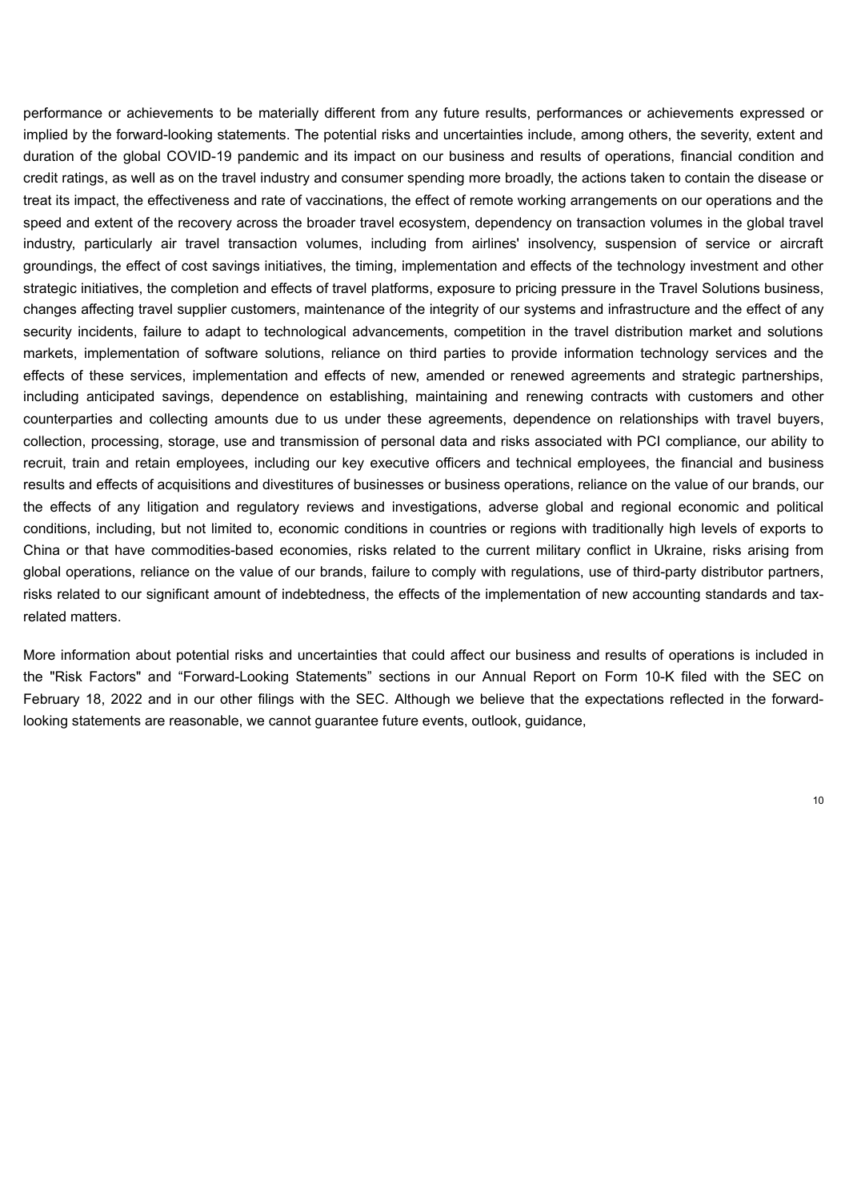performance or achievements to be materially different from any future results, performances or achievements expressed or implied by the forward-looking statements. The potential risks and uncertainties include, among others, the severity, extent and duration of the global COVID-19 pandemic and its impact on our business and results of operations, financial condition and credit ratings, as well as on the travel industry and consumer spending more broadly, the actions taken to contain the disease or treat its impact, the effectiveness and rate of vaccinations, the effect of remote working arrangements on our operations and the speed and extent of the recovery across the broader travel ecosystem, dependency on transaction volumes in the global travel industry, particularly air travel transaction volumes, including from airlines' insolvency, suspension of service or aircraft groundings, the effect of cost savings initiatives, the timing, implementation and effects of the technology investment and other strategic initiatives, the completion and effects of travel platforms, exposure to pricing pressure in the Travel Solutions business, changes affecting travel supplier customers, maintenance of the integrity of our systems and infrastructure and the effect of any security incidents, failure to adapt to technological advancements, competition in the travel distribution market and solutions markets, implementation of software solutions, reliance on third parties to provide information technology services and the effects of these services, implementation and effects of new, amended or renewed agreements and strategic partnerships, including anticipated savings, dependence on establishing, maintaining and renewing contracts with customers and other counterparties and collecting amounts due to us under these agreements, dependence on relationships with travel buyers, collection, processing, storage, use and transmission of personal data and risks associated with PCI compliance, our ability to recruit, train and retain employees, including our key executive officers and technical employees, the financial and business results and effects of acquisitions and divestitures of businesses or business operations, reliance on the value of our brands, our the effects of any litigation and regulatory reviews and investigations, adverse global and regional economic and political conditions, including, but not limited to, economic conditions in countries or regions with traditionally high levels of exports to China or that have commodities-based economies, risks related to the current military conflict in Ukraine, risks arising from global operations, reliance on the value of our brands, failure to comply with regulations, use of third-party distributor partners, risks related to our significant amount of indebtedness, the effects of the implementation of new accounting standards and tax-related matters.

More information about potential risks and uncertainties that could affect our business and results of operations is included in the "Risk Factors" and “Forward-Looking Statements” sections in our Annual Report on Form 10-K filed with the SEC on February 18, 2022 and in our other filings with the SEC. Although we believe that the expectations reflected in the forward-looking statements are reasonable, we cannot guarantee future events, outlook, guidance,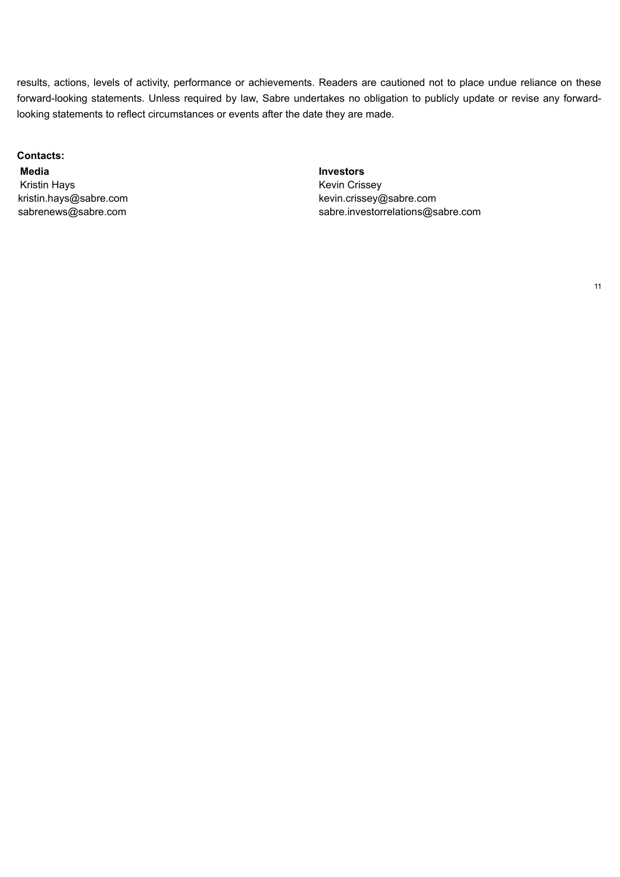results, actions, levels of activity, performance or achievements. Readers are cautioned not to place undue reliance on these forward-looking statements. Unless required by law, Sabre undertakes no obligation to publicly update or revise any forward-looking statements to reflect circumstances or events after the date they are made.

**Contacts:**

**Media**
Kristin Hays
kristin.hays@sabre.com
sabrenews@sabre.com

**Investors**
Kevin Crissey
kevin.crissey@sabre.com
sabre.investorrelations@sabre.com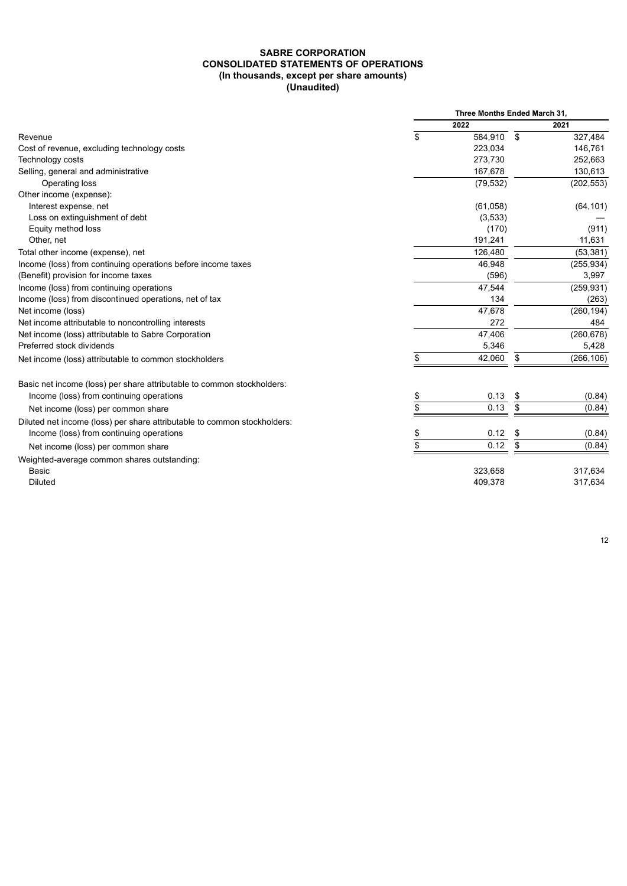**SABRE CORPORATION**
**CONSOLIDATED STATEMENTS OF OPERATIONS**
**(In thousands, except per share amounts)**
**(Unaudited)**

| | Three Months Ended March 31, | |
|---|---|---|
| | 2022 | 2021 |
| Revenue | $ 584,910 | $ 327,484 |
| Cost of revenue, excluding technology costs | 223,034 | 146,761 |
| Technology costs | 273,730 | 252,663 |
| Selling, general and administrative | 167,678 | 130,613 |
| Operating loss | (79,532) | (202,553) |
| Other income (expense): | | |
| Interest expense, net | (61,058) | (64,101) |
| Loss on extinguishment of debt | (3,533) | — |
| Equity method loss | (170) | (911) |
| Other, net | 191,241 | 11,631 |
| Total other income (expense), net | 126,480 | (53,381) |
| Income (loss) from continuing operations before income taxes | 46,948 | (255,934) |
| (Benefit) provision for income taxes | (596) | 3,997 |
| Income (loss) from continuing operations | 47,544 | (259,931) |
| Income (loss) from discontinued operations, net of tax | 134 | (263) |
| Net income (loss) | 47,678 | (260,194) |
| Net income attributable to noncontrolling interests | 272 | 484 |
| Net income (loss) attributable to Sabre Corporation | 47,406 | (260,678) |
| Preferred stock dividends | 5,346 | 5,428 |
| Net income (loss) attributable to common stockholders | $ 42,060 | $ (266,106) |
| | | |
| Basic net income (loss) per share attributable to common stockholders: | | |
| Income (loss) from continuing operations | $ 0.13 | $ (0.84) |
| Net income (loss) per common share | $ 0.13 | $ (0.84) |
| Diluted net income (loss) per share attributable to common stockholders: | | |
| Income (loss) from continuing operations | $ 0.12 | $ (0.84) |
| Net income (loss) per common share | $ 0.12 | $ (0.84) |
| Weighted-average common shares outstanding: | | |
| Basic | 323,658 | 317,634 |
| Diluted | 409,378 | 317,634 |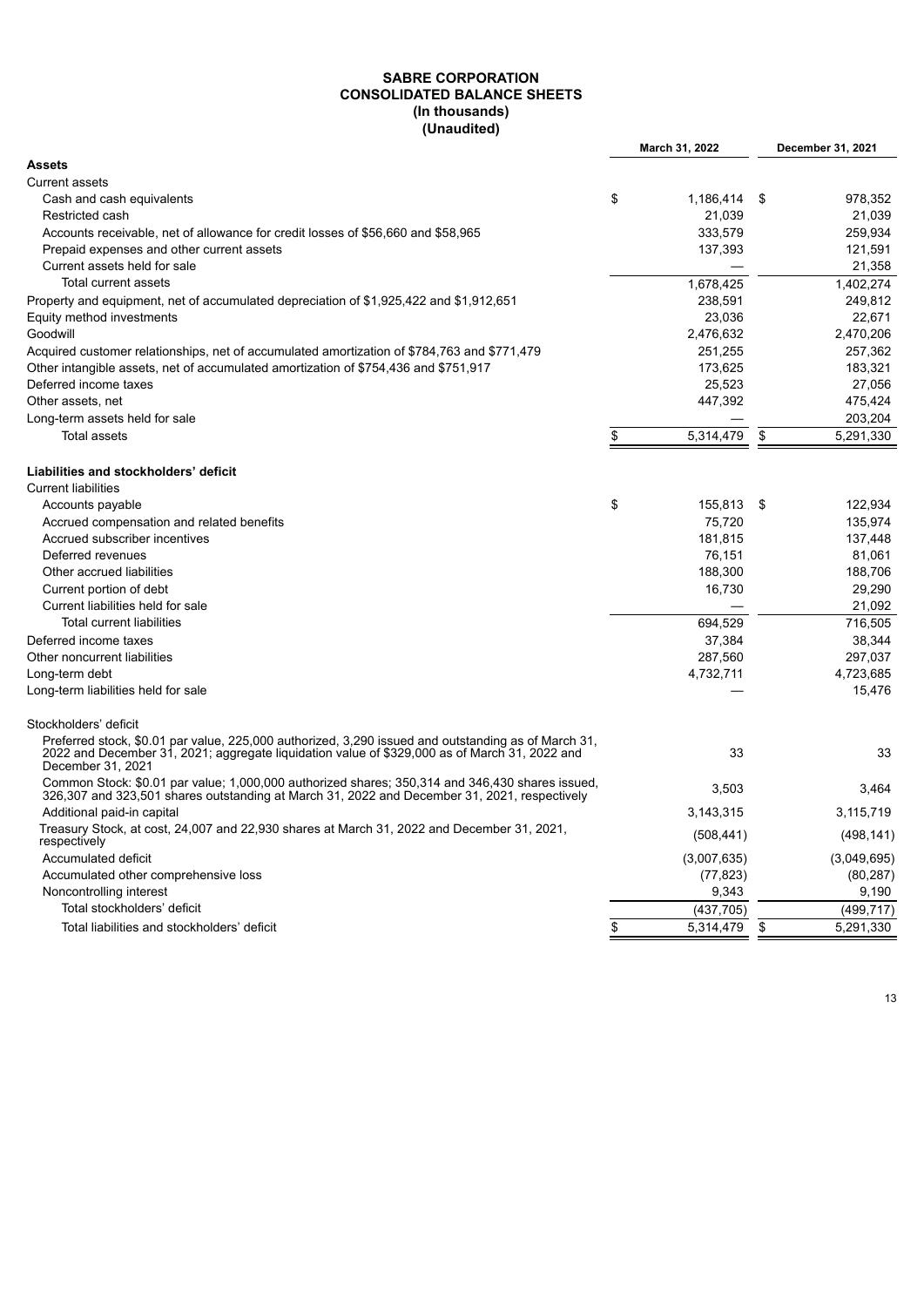# SABRE CORPORATION
## CONSOLIDATED BALANCE SHEETS
### (In thousands)
### (Unaudited)

| | March 31, 2022 | December 31, 2021 |
|---|---|---|
| **Assets** | | |
| Current assets | | |
| Cash and cash equivalents | $ 1,186,414 | $ 978,352 |
| Restricted cash | 21,039 | 21,039 |
| Accounts receivable, net of allowance for credit losses of $56,660 and $58,965 | 333,579 | 259,934 |
| Prepaid expenses and other current assets | 137,393 | 121,591 |
| Current assets held for sale | — | 21,358 |
| Total current assets | 1,678,425 | 1,402,274 |
| Property and equipment, net of accumulated depreciation of $1,925,422 and $1,912,651 | 238,591 | 249,812 |
| Equity method investments | 23,036 | 22,671 |
| Goodwill | 2,476,632 | 2,470,206 |
| Acquired customer relationships, net of accumulated amortization of $784,763 and $771,479 | 251,255 | 257,362 |
| Other intangible assets, net of accumulated amortization of $754,436 and $751,917 | 173,625 | 183,321 |
| Deferred income taxes | 25,523 | 27,056 |
| Other assets, net | 447,392 | 475,424 |
| Long-term assets held for sale | — | 203,204 |
| Total assets | $ 5,314,479 | $ 5,291,330 |
| | | |
| **Liabilities and stockholders' deficit** | | |
| Current liabilities | | |
| Accounts payable | $ 155,813 | $ 122,934 |
| Accrued compensation and related benefits | 75,720 | 135,974 |
| Accrued subscriber incentives | 181,815 | 137,448 |
| Deferred revenues | 76,151 | 81,061 |
| Other accrued liabilities | 188,300 | 188,706 |
| Current portion of debt | 16,730 | 29,290 |
| Current liabilities held for sale | — | 21,092 |
| Total current liabilities | 694,529 | 716,505 |
| Deferred income taxes | 37,384 | 38,344 |
| Other noncurrent liabilities | 287,560 | 297,037 |
| Long-term debt | 4,732,711 | 4,723,685 |
| Long-term liabilities held for sale | — | 15,476 |
| | | |
| Stockholders' deficit | | |
| Preferred stock, $0.01 par value, 225,000 authorized, 3,290 issued and outstanding as of March 31, 2022 and December 31, 2021; aggregate liquidation value of $329,000 as of March 31, 2022 and December 31, 2021 | 33 | 33 |
| Common Stock: $0.01 par value; 1,000,000 authorized shares; 350,314 and 346,430 shares issued, 326,307 and 323,501 shares outstanding at March 31, 2022 and December 31, 2021, respectively | 3,503 | 3,464 |
| Additional paid-in capital | 3,143,315 | 3,115,719 |
| Treasury Stock, at cost, 24,007 and 22,930 shares at March 31, 2022 and December 31, 2021, respectively | (508,441) | (498,141) |
| Accumulated deficit | (3,007,635) | (3,049,695) |
| Accumulated other comprehensive loss | (77,823) | (80,287) |
| Noncontrolling interest | 9,343 | 9,190 |
| Total stockholders' deficit | (437,705) | (499,717) |
| Total liabilities and stockholders' deficit | $ 5,314,479 | $ 5,291,330 |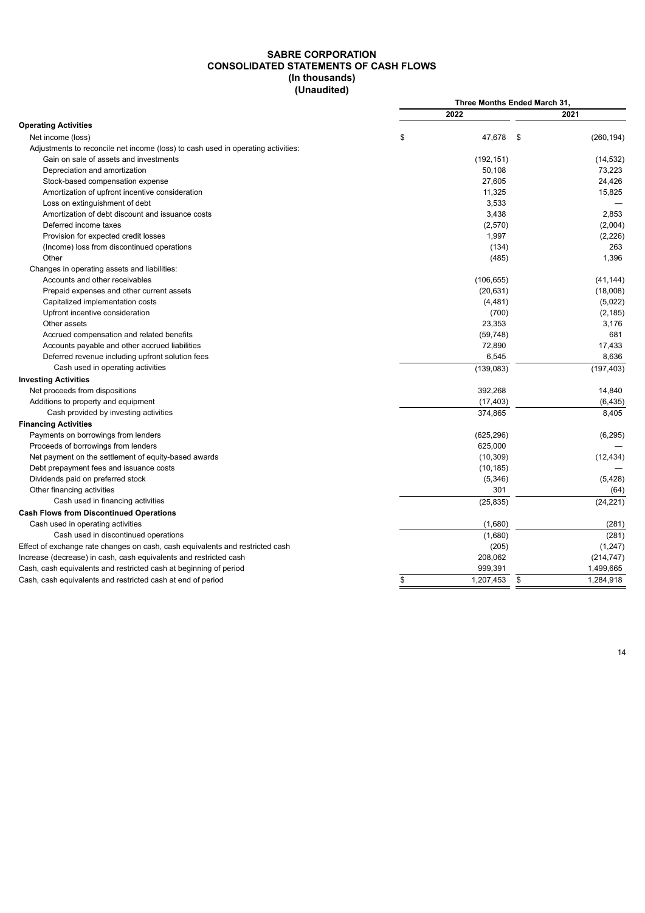# SABRE CORPORATION
## CONSOLIDATED STATEMENTS OF CASH FLOWS
### (In thousands)
### (Unaudited)

| | Three Months Ended March 31, | |
|---|---|---|
| | 2022 | 2021 |
| **Operating Activities** | | |
| Net income (loss) | $ 47,678 | $ (260,194) |
| Adjustments to reconcile net income (loss) to cash used in operating activities: | | |
| Gain on sale of assets and investments | (192,151) | (14,532) |
| Depreciation and amortization | 50,108 | 73,223 |
| Stock-based compensation expense | 27,605 | 24,426 |
| Amortization of upfront incentive consideration | 11,325 | 15,825 |
| Loss on extinguishment of debt | 3,533 | — |
| Amortization of debt discount and issuance costs | 3,438 | 2,853 |
| Deferred income taxes | (2,570) | (2,004) |
| Provision for expected credit losses | 1,997 | (2,226) |
| (Income) loss from discontinued operations | (134) | 263 |
| Other | (485) | 1,396 |
| Changes in operating assets and liabilities: | | |
| Accounts and other receivables | (106,655) | (41,144) |
| Prepaid expenses and other current assets | (20,631) | (18,008) |
| Capitalized implementation costs | (4,481) | (5,022) |
| Upfront incentive consideration | (700) | (2,185) |
| Other assets | 23,353 | 3,176 |
| Accrued compensation and related benefits | (59,748) | 681 |
| Accounts payable and other accrued liabilities | 72,890 | 17,433 |
| Deferred revenue including upfront solution fees | 6,545 | 8,636 |
| Cash used in operating activities | (139,083) | (197,403) |
| **Investing Activities** | | |
| Net proceeds from dispositions | 392,268 | 14,840 |
| Additions to property and equipment | (17,403) | (6,435) |
| Cash provided by investing activities | 374,865 | 8,405 |
| **Financing Activities** | | |
| Payments on borrowings from lenders | (625,296) | (6,295) |
| Proceeds of borrowings from lenders | 625,000 | — |
| Net payment on the settlement of equity-based awards | (10,309) | (12,434) |
| Debt prepayment fees and issuance costs | (10,185) | — |
| Dividends paid on preferred stock | (5,346) | (5,428) |
| Other financing activities | 301 | (64) |
| Cash used in financing activities | (25,835) | (24,221) |
| **Cash Flows from Discontinued Operations** | | |
| Cash used in operating activities | (1,680) | (281) |
| Cash used in discontinued operations | (1,680) | (281) |
| Effect of exchange rate changes on cash, cash equivalents and restricted cash | (205) | (1,247) |
| Increase (decrease) in cash, cash equivalents and restricted cash | 208,062 | (214,747) |
| Cash, cash equivalents and restricted cash at beginning of period | 999,391 | 1,499,665 |
| Cash, cash equivalents and restricted cash at end of period | $ 1,207,453 | $ 1,284,918 |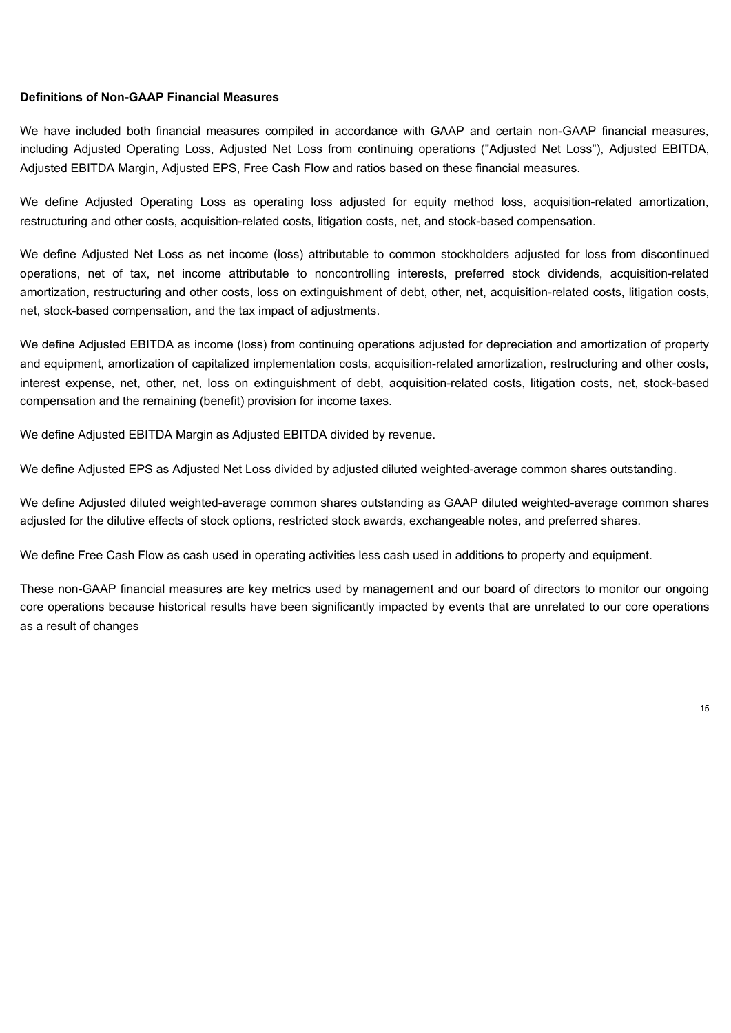**Definitions of Non-GAAP Financial Measures**

We have included both financial measures compiled in accordance with GAAP and certain non-GAAP financial measures, including Adjusted Operating Loss, Adjusted Net Loss from continuing operations ("Adjusted Net Loss"), Adjusted EBITDA, Adjusted EBITDA Margin, Adjusted EPS, Free Cash Flow and ratios based on these financial measures.

We define Adjusted Operating Loss as operating loss adjusted for equity method loss, acquisition-related amortization, restructuring and other costs, acquisition-related costs, litigation costs, net, and stock-based compensation.

We define Adjusted Net Loss as net income (loss) attributable to common stockholders adjusted for loss from discontinued operations, net of tax, net income attributable to noncontrolling interests, preferred stock dividends, acquisition-related amortization, restructuring and other costs, loss on extinguishment of debt, other, net, acquisition-related costs, litigation costs, net, stock-based compensation, and the tax impact of adjustments.

We define Adjusted EBITDA as income (loss) from continuing operations adjusted for depreciation and amortization of property and equipment, amortization of capitalized implementation costs, acquisition-related amortization, restructuring and other costs, interest expense, net, other, net, loss on extinguishment of debt, acquisition-related costs, litigation costs, net, stock-based compensation and the remaining (benefit) provision for income taxes.

We define Adjusted EBITDA Margin as Adjusted EBITDA divided by revenue.

We define Adjusted EPS as Adjusted Net Loss divided by adjusted diluted weighted-average common shares outstanding.

We define Adjusted diluted weighted-average common shares outstanding as GAAP diluted weighted-average common shares adjusted for the dilutive effects of stock options, restricted stock awards, exchangeable notes, and preferred shares.

We define Free Cash Flow as cash used in operating activities less cash used in additions to property and equipment.

These non-GAAP financial measures are key metrics used by management and our board of directors to monitor our ongoing core operations because historical results have been significantly impacted by events that are unrelated to our core operations as a result of changes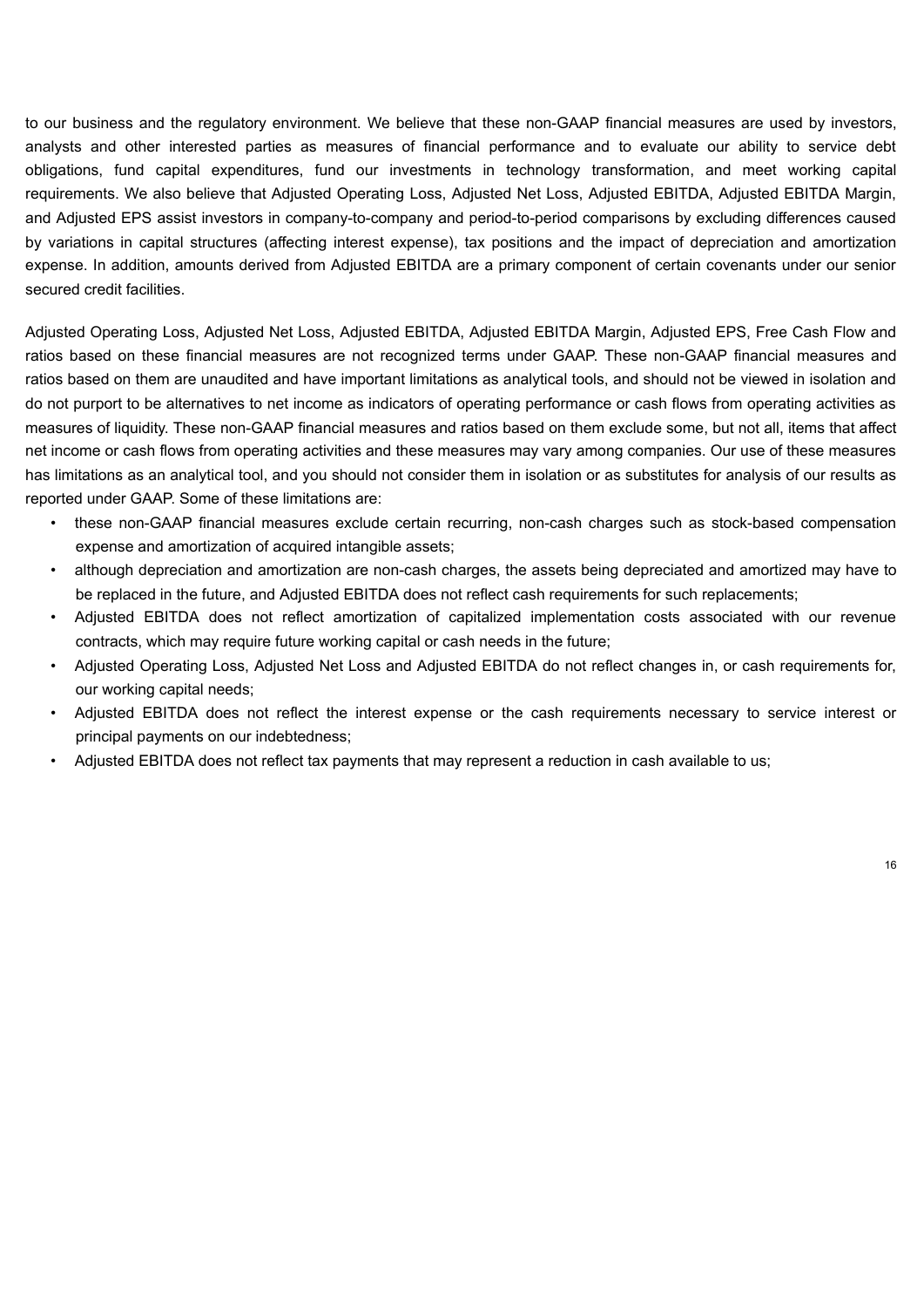to our business and the regulatory environment. We believe that these non-GAAP financial measures are used by investors, analysts and other interested parties as measures of financial performance and to evaluate our ability to service debt obligations, fund capital expenditures, fund our investments in technology transformation, and meet working capital requirements. We also believe that Adjusted Operating Loss, Adjusted Net Loss, Adjusted EBITDA, Adjusted EBITDA Margin, and Adjusted EPS assist investors in company-to-company and period-to-period comparisons by excluding differences caused by variations in capital structures (affecting interest expense), tax positions and the impact of depreciation and amortization expense. In addition, amounts derived from Adjusted EBITDA are a primary component of certain covenants under our senior secured credit facilities.

Adjusted Operating Loss, Adjusted Net Loss, Adjusted EBITDA, Adjusted EBITDA Margin, Adjusted EPS, Free Cash Flow and ratios based on these financial measures are not recognized terms under GAAP. These non-GAAP financial measures and ratios based on them are unaudited and have important limitations as analytical tools, and should not be viewed in isolation and do not purport to be alternatives to net income as indicators of operating performance or cash flows from operating activities as measures of liquidity. These non-GAAP financial measures and ratios based on them exclude some, but not all, items that affect net income or cash flows from operating activities and these measures may vary among companies. Our use of these measures has limitations as an analytical tool, and you should not consider them in isolation or as substitutes for analysis of our results as reported under GAAP. Some of these limitations are:

- these non-GAAP financial measures exclude certain recurring, non-cash charges such as stock-based compensation expense and amortization of acquired intangible assets;
- although depreciation and amortization are non-cash charges, the assets being depreciated and amortized may have to be replaced in the future, and Adjusted EBITDA does not reflect cash requirements for such replacements;
- Adjusted EBITDA does not reflect amortization of capitalized implementation costs associated with our revenue contracts, which may require future working capital or cash needs in the future;
- Adjusted Operating Loss, Adjusted Net Loss and Adjusted EBITDA do not reflect changes in, or cash requirements for, our working capital needs;
- Adjusted EBITDA does not reflect the interest expense or the cash requirements necessary to service interest or principal payments on our indebtedness;
- Adjusted EBITDA does not reflect tax payments that may represent a reduction in cash available to us;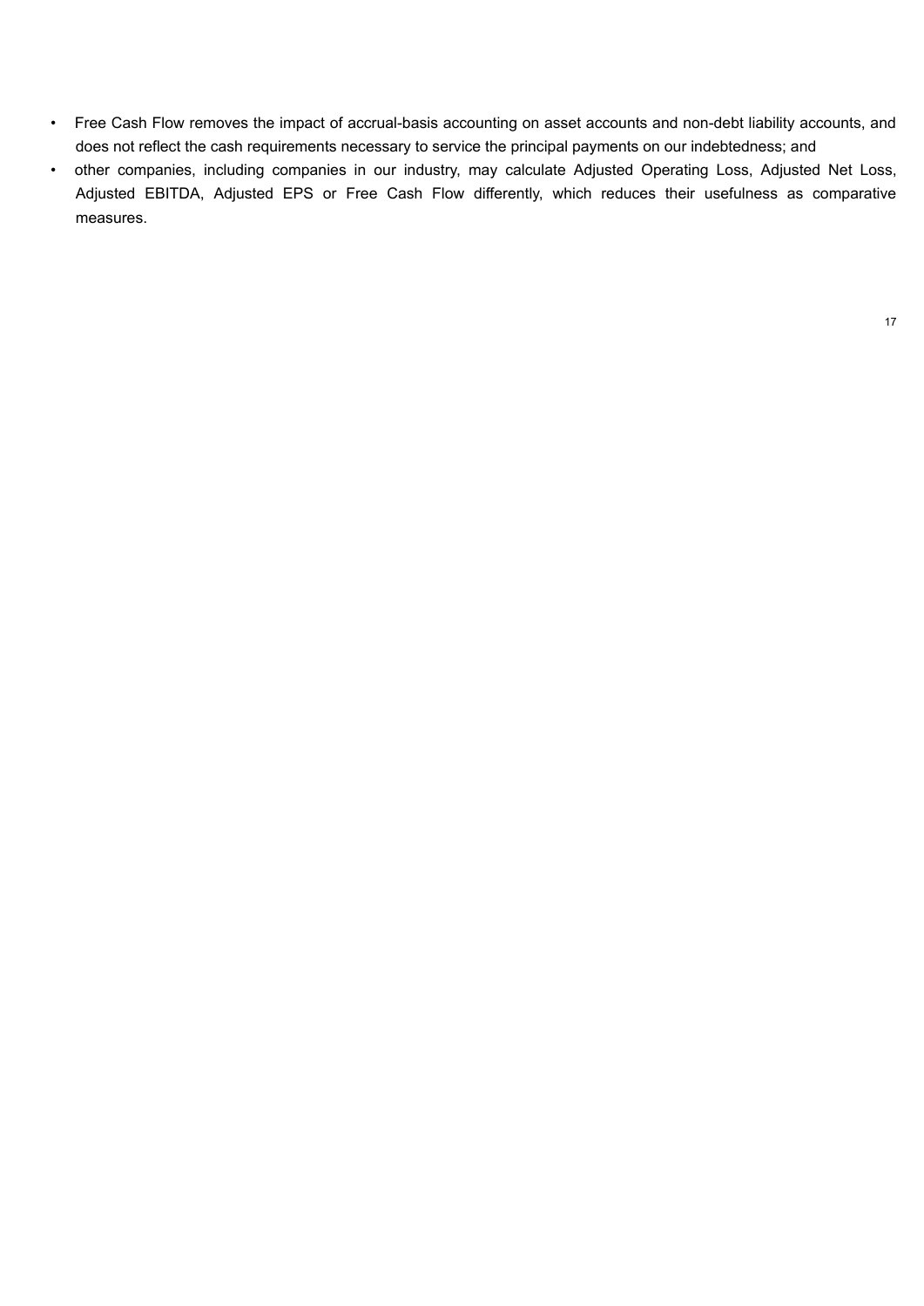- Free Cash Flow removes the impact of accrual-basis accounting on asset accounts and non-debt liability accounts, and does not reflect the cash requirements necessary to service the principal payments on our indebtedness; and
- other companies, including companies in our industry, may calculate Adjusted Operating Loss, Adjusted Net Loss, Adjusted EBITDA, Adjusted EPS or Free Cash Flow differently, which reduces their usefulness as comparative measures.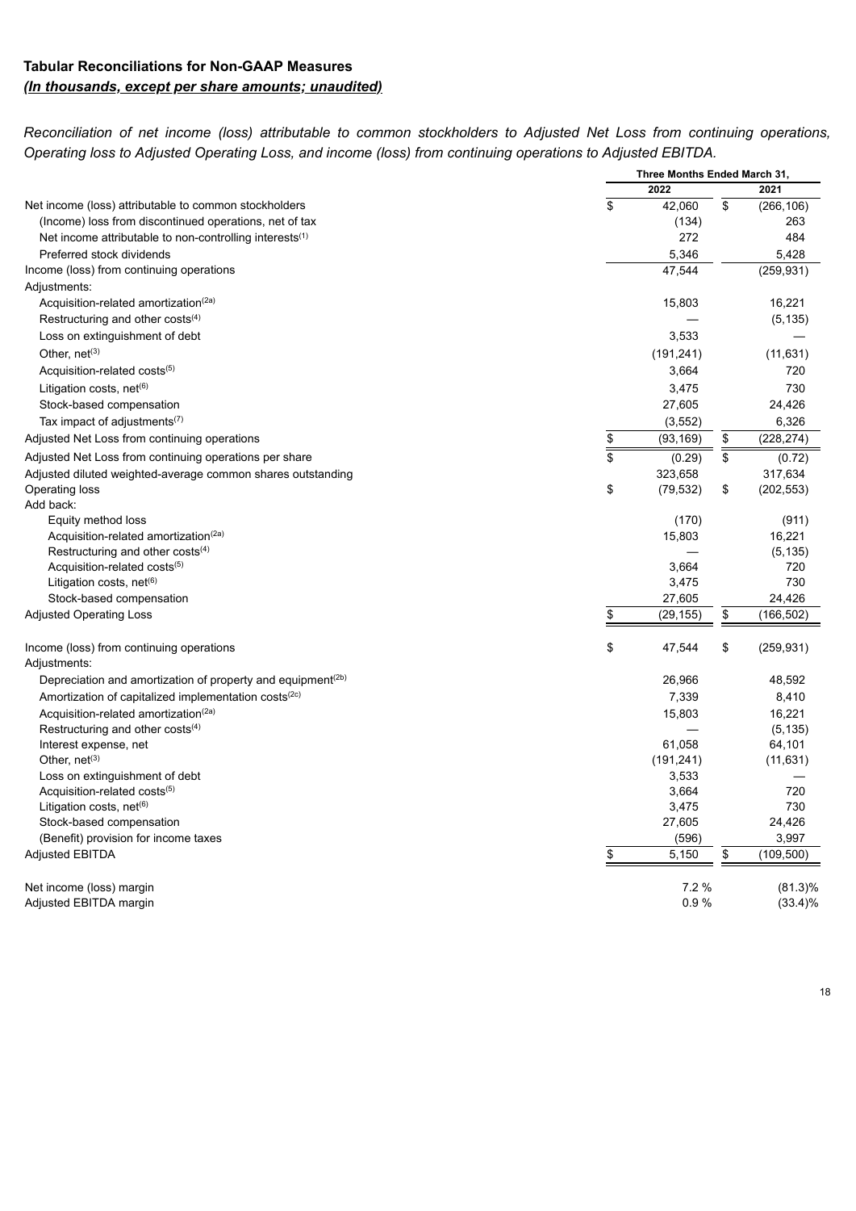### Tabular Reconciliations for Non-GAAP Measures

***(In thousands, except per share amounts; unaudited)***

*Reconciliation of net income (loss) attributable to common stockholders to Adjusted Net Loss from continuing operations, Operating loss to Adjusted Operating Loss, and income (loss) from continuing operations to Adjusted EBITDA.*

| | Three Months Ended March 31, | |
|---|---|---|
| | 2022 | 2021 |
| Net income (loss) attributable to common stockholders | $ 42,060 | $ (266,106) |
| (Income) loss from discontinued operations, net of tax | (134) | 263 |
| Net income attributable to non-controlling interests[1] | 272 | 484 |
| Preferred stock dividends | 5,346 | 5,428 |
| Income (loss) from continuing operations | 47,544 | (259,931) |
| Adjustments: | | |
| Acquisition-related amortization[2a] | 15,803 | 16,221 |
| Restructuring and other costs[4] | — | (5,135) |
| Loss on extinguishment of debt | 3,533 | — |
| Other, net[3] | (191,241) | (11,631) |
| Acquisition-related costs[5] | 3,664 | 720 |
| Litigation costs, net[6] | 3,475 | 730 |
| Stock-based compensation | 27,605 | 24,426 |
| Tax impact of adjustments[7] | (3,552) | 6,326 |
| Adjusted Net Loss from continuing operations | $ (93,169) | $ (228,274) |
| Adjusted Net Loss from continuing operations per share | $ (0.29) | $ (0.72) |
| Adjusted diluted weighted-average common shares outstanding | 323,658 | 317,634 |
| Operating loss | $ (79,532) | $ (202,553) |
| Add back: | | |
| Equity method loss | (170) | (911) |
| Acquisition-related amortization[2a] | 15,803 | 16,221 |
| Restructuring and other costs[4] | — | (5,135) |
| Acquisition-related costs[5] | 3,664 | 720 |
| Litigation costs, net[6] | 3,475 | 730 |
| Stock-based compensation | 27,605 | 24,426 |
| Adjusted Operating Loss | $ (29,155) | $ (166,502) |
| | | |
| Income (loss) from continuing operations | $ 47,544 | $ (259,931) |
| Adjustments: | | |
| Depreciation and amortization of property and equipment[2b] | 26,966 | 48,592 |
| Amortization of capitalized implementation costs[2c] | 7,339 | 8,410 |
| Acquisition-related amortization[2a] | 15,803 | 16,221 |
| Restructuring and other costs[4] | — | (5,135) |
| Interest expense, net | 61,058 | 64,101 |
| Other, net[3] | (191,241) | (11,631) |
| Loss on extinguishment of debt | 3,533 | — |
| Acquisition-related costs[5] | 3,664 | 720 |
| Litigation costs, net[6] | 3,475 | 730 |
| Stock-based compensation | 27,605 | 24,426 |
| (Benefit) provision for income taxes | (596) | 3,997 |
| Adjusted EBITDA | $ 5,150 | $ (109,500) |
| | | |
| Net income (loss) margin | 7.2 % | (81.3)% |
| Adjusted EBITDA margin | 0.9 % | (33.4)% |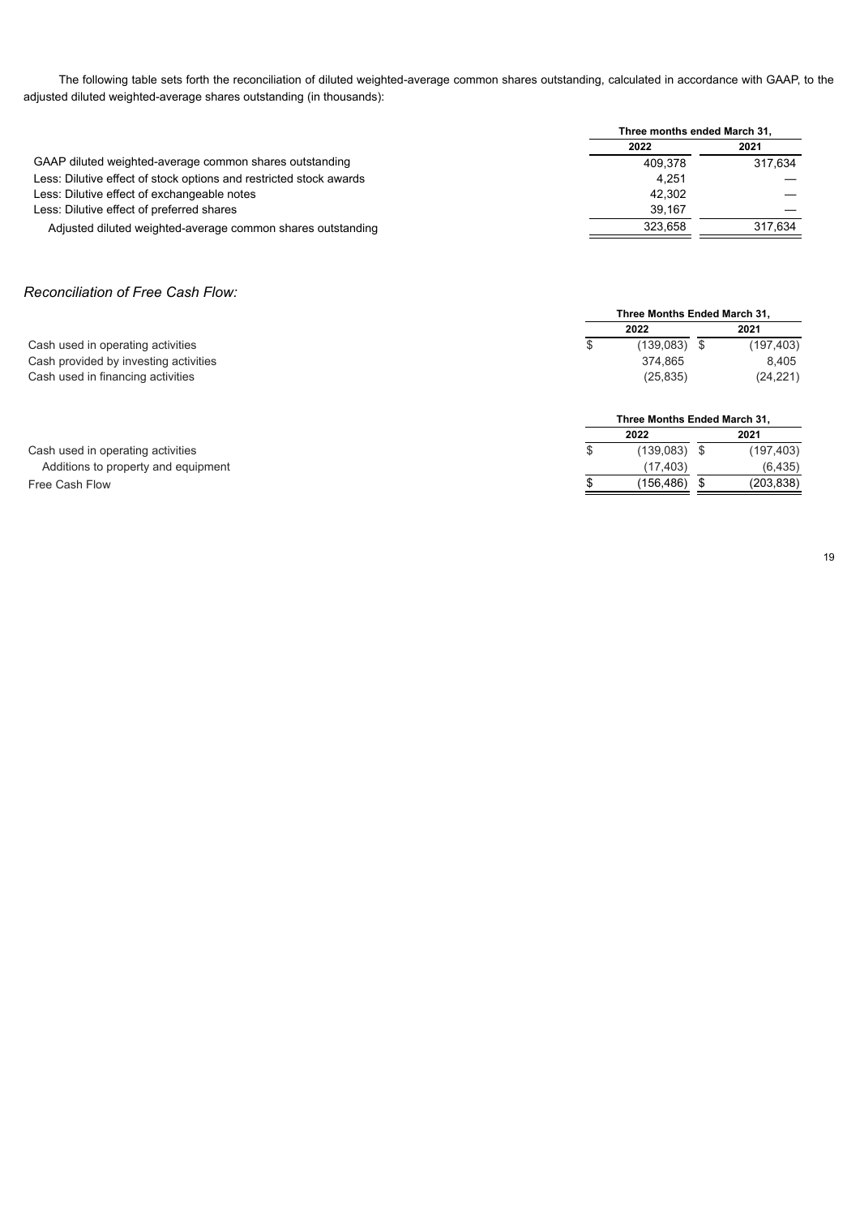The following table sets forth the reconciliation of diluted weighted-average common shares outstanding, calculated in accordance with GAAP, to the adjusted diluted weighted-average shares outstanding (in thousands):

| | Three months ended March 31, | |
|---|---|---|
| | 2022 | 2021 |
| GAAP diluted weighted-average common shares outstanding | 409,378 | 317,634 |
| Less: Dilutive effect of stock options and restricted stock awards | 4,251 | — |
| Less: Dilutive effect of exchangeable notes | 42,302 | — |
| Less: Dilutive effect of preferred shares | 39,167 | — |
| Adjusted diluted weighted-average common shares outstanding | 323,658 | 317,634 |

*Reconciliation of Free Cash Flow:*

| | Three Months Ended March 31, | |
|---|---|---|
| | 2022 | 2021 |
| Cash used in operating activities | $ (139,083) | $ (197,403) |
| Cash provided by investing activities | 374,865 | 8,405 |
| Cash used in financing activities | (25,835) | (24,221) |

| | Three Months Ended March 31, | |
|---|---|---|
| | 2022 | 2021 |
| Cash used in operating activities | $ (139,083) | $ (197,403) |
| Additions to property and equipment | (17,403) | (6,435) |
| Free Cash Flow | $ (156,486) | $ (203,838) |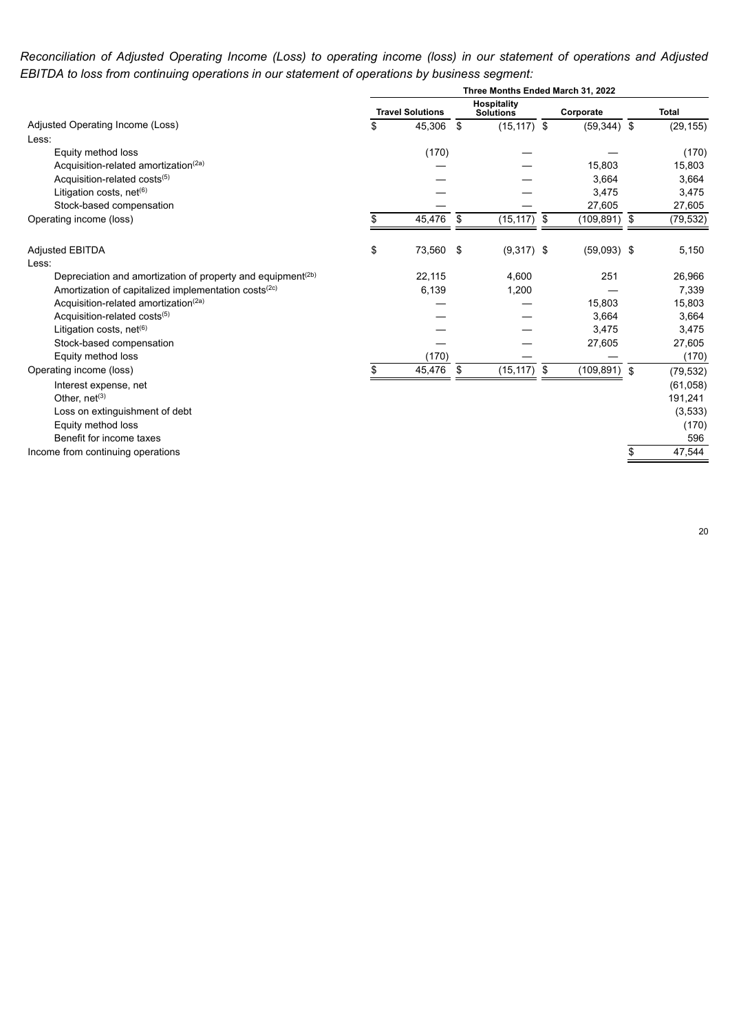*Reconciliation of Adjusted Operating Income (Loss) to operating income (loss) in our statement of operations and Adjusted EBITDA to loss from continuing operations in our statement of operations by business segment:*

| | Three Months Ended March 31, 2022 | | | |
|---|---|---|---|---|
| | Travel Solutions | Hospitality Solutions | Corporate | Total |
| Adjusted Operating Income (Loss) | $ 45,306 | $ (15,117) | $ (59,344) | $ (29,155) |
| Less: | | | | |
| Equity method loss | (170) | — | — | (170) |
| Acquisition-related amortization[(2a)] | — | — | 15,803 | 15,803 |
| Acquisition-related costs[(5)] | — | — | 3,664 | 3,664 |
| Litigation costs, net[(6)] | — | — | 3,475 | 3,475 |
| Stock-based compensation | — | — | 27,605 | 27,605 |
| Operating income (loss) | $ 45,476 | $ (15,117) | $ (109,891) | $ (79,532) |
| | | | | |
| Adjusted EBITDA | $ 73,560 | $ (9,317) | $ (59,093) | $ 5,150 |
| Less: | | | | |
| Depreciation and amortization of property and equipment[(2b)] | 22,115 | 4,600 | 251 | 26,966 |
| Amortization of capitalized implementation costs[(2c)] | 6,139 | 1,200 | — | 7,339 |
| Acquisition-related amortization[(2a)] | — | — | 15,803 | 15,803 |
| Acquisition-related costs[(5)] | — | — | 3,664 | 3,664 |
| Litigation costs, net[(6)] | — | — | 3,475 | 3,475 |
| Stock-based compensation | — | — | 27,605 | 27,605 |
| Equity method loss | (170) | — | — | (170) |
| Operating income (loss) | $ 45,476 | $ (15,117) | $ (109,891) | $ (79,532) |
| Interest expense, net | | | | (61,058) |
| Other, net[(3)] | | | | 191,241 |
| Loss on extinguishment of debt | | | | (3,533) |
| Equity method loss | | | | (170) |
| Benefit for income taxes | | | | 596 |
| Income from continuing operations | | | | $ 47,544 |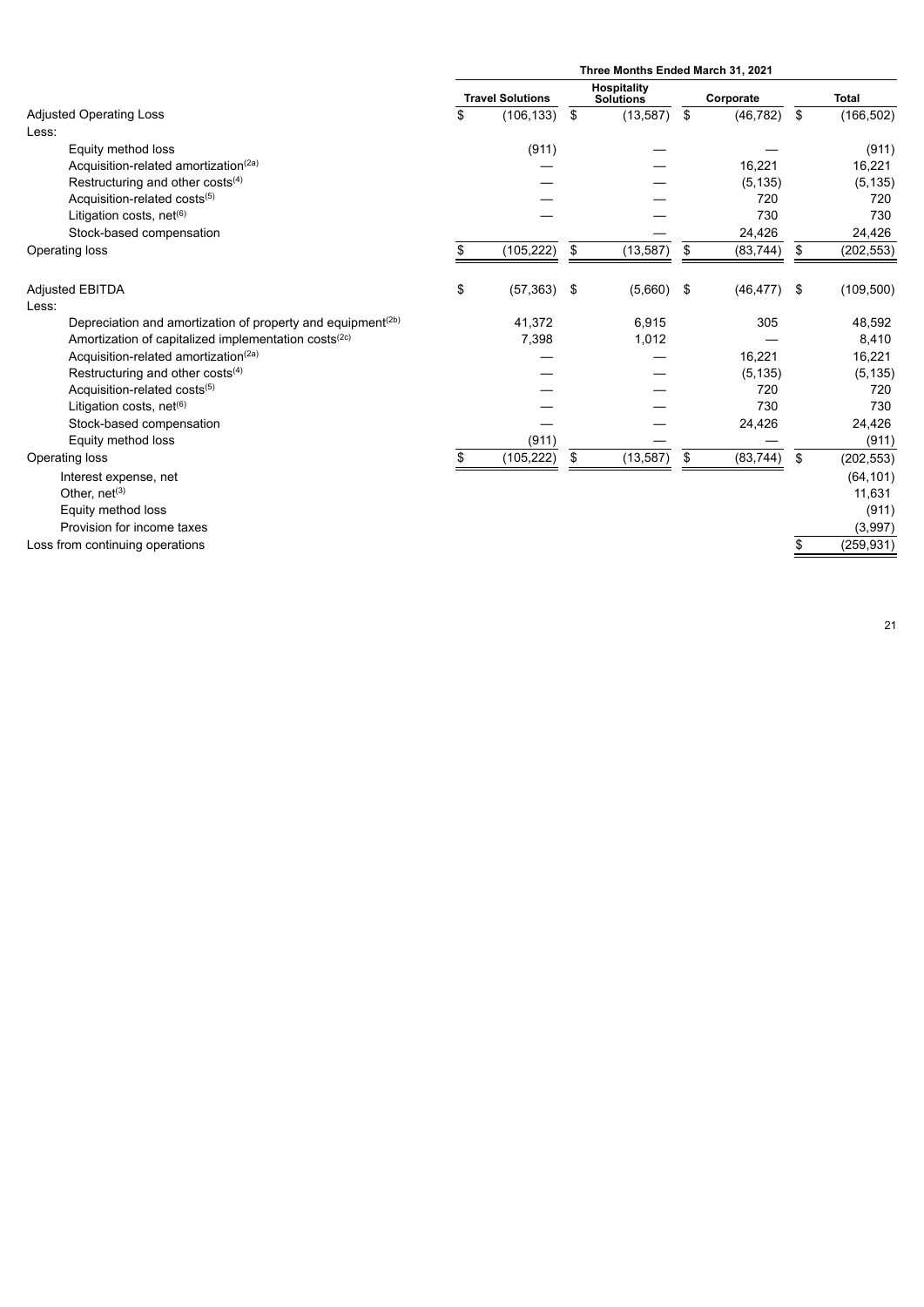| | Three Months Ended March 31, 2021 | | | |
|---|---|---|---|---|
| | Travel Solutions | Hospitality Solutions | Corporate | Total |
| Adjusted Operating Loss | $ (106,133) | $ (13,587) | $ (46,782) | $ (166,502) |
| Less: | | | | |
| Equity method loss | (911) | — | — | (911) |
| Acquisition-related amortization[(2a)] | — | — | 16,221 | 16,221 |
| Restructuring and other costs[(4)] | — | — | (5,135) | (5,135) |
| Acquisition-related costs[(5)] | — | — | 720 | 720 |
| Litigation costs, net[(6)] | — | — | 730 | 730 |
| Stock-based compensation | | — | 24,426 | 24,426 |
| Operating loss | $ (105,222) | $ (13,587) | $ (83,744) | $ (202,553) |
| | | | | |
| Adjusted EBITDA | $ (57,363) | $ (5,660) | $ (46,477) | $ (109,500) |
| Less: | | | | |
| Depreciation and amortization of property and equipment[(2b)] | 41,372 | 6,915 | 305 | 48,592 |
| Amortization of capitalized implementation costs[(2c)] | 7,398 | 1,012 | — | 8,410 |
| Acquisition-related amortization[(2a)] | — | — | 16,221 | 16,221 |
| Restructuring and other costs[(4)] | — | — | (5,135) | (5,135) |
| Acquisition-related costs[(5)] | — | — | 720 | 720 |
| Litigation costs, net[(6)] | — | — | 730 | 730 |
| Stock-based compensation | — | — | 24,426 | 24,426 |
| Equity method loss | (911) | — | — | (911) |
| Operating loss | $ (105,222) | $ (13,587) | $ (83,744) | $ (202,553) |
| Interest expense, net | | | | (64,101) |
| Other, net[(3)] | | | | 11,631 |
| Equity method loss | | | | (911) |
| Provision for income taxes | | | | (3,997) |
| Loss from continuing operations | | | | $ (259,931) |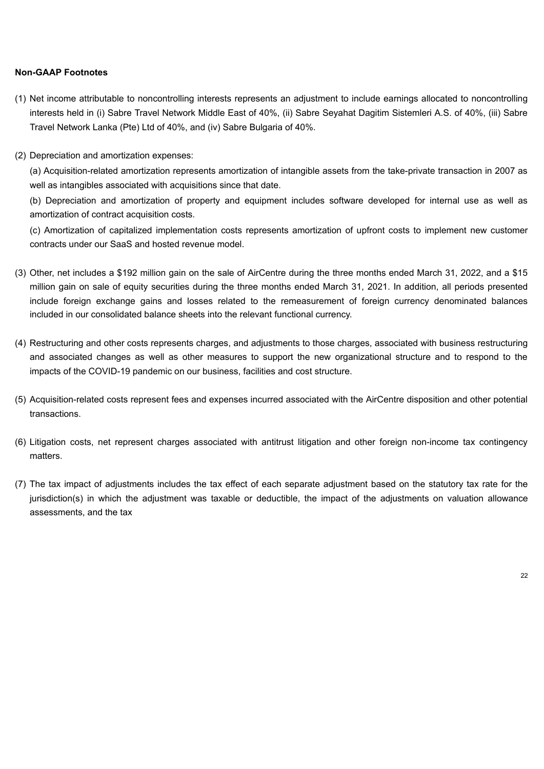**Non-GAAP Footnotes**

(1) Net income attributable to noncontrolling interests represents an adjustment to include earnings allocated to noncontrolling interests held in (i) Sabre Travel Network Middle East of 40%, (ii) Sabre Seyahat Dagitim Sistemleri A.S. of 40%, (iii) Sabre Travel Network Lanka (Pte) Ltd of 40%, and (iv) Sabre Bulgaria of 40%.

(2) Depreciation and amortization expenses:

(a) Acquisition-related amortization represents amortization of intangible assets from the take-private transaction in 2007 as well as intangibles associated with acquisitions since that date.

(b) Depreciation and amortization of property and equipment includes software developed for internal use as well as amortization of contract acquisition costs.

(c) Amortization of capitalized implementation costs represents amortization of upfront costs to implement new customer contracts under our SaaS and hosted revenue model.

(3) Other, net includes a $192 million gain on the sale of AirCentre during the three months ended March 31, 2022, and a $15 million gain on sale of equity securities during the three months ended March 31, 2021. In addition, all periods presented include foreign exchange gains and losses related to the remeasurement of foreign currency denominated balances included in our consolidated balance sheets into the relevant functional currency.

(4) Restructuring and other costs represents charges, and adjustments to those charges, associated with business restructuring and associated changes as well as other measures to support the new organizational structure and to respond to the impacts of the COVID-19 pandemic on our business, facilities and cost structure.

(5) Acquisition-related costs represent fees and expenses incurred associated with the AirCentre disposition and other potential transactions.

(6) Litigation costs, net represent charges associated with antitrust litigation and other foreign non-income tax contingency matters.

(7) The tax impact of adjustments includes the tax effect of each separate adjustment based on the statutory tax rate for the jurisdiction(s) in which the adjustment was taxable or deductible, the impact of the adjustments on valuation allowance assessments, and the tax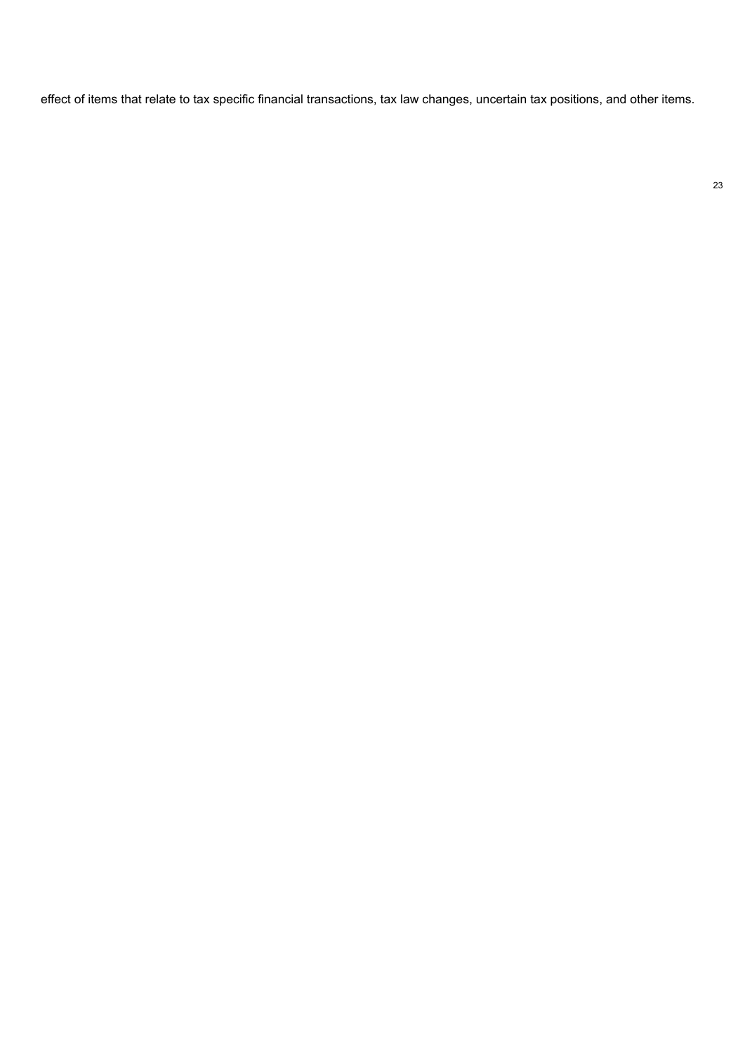effect of items that relate to tax specific financial transactions, tax law changes, uncertain tax positions, and other items.